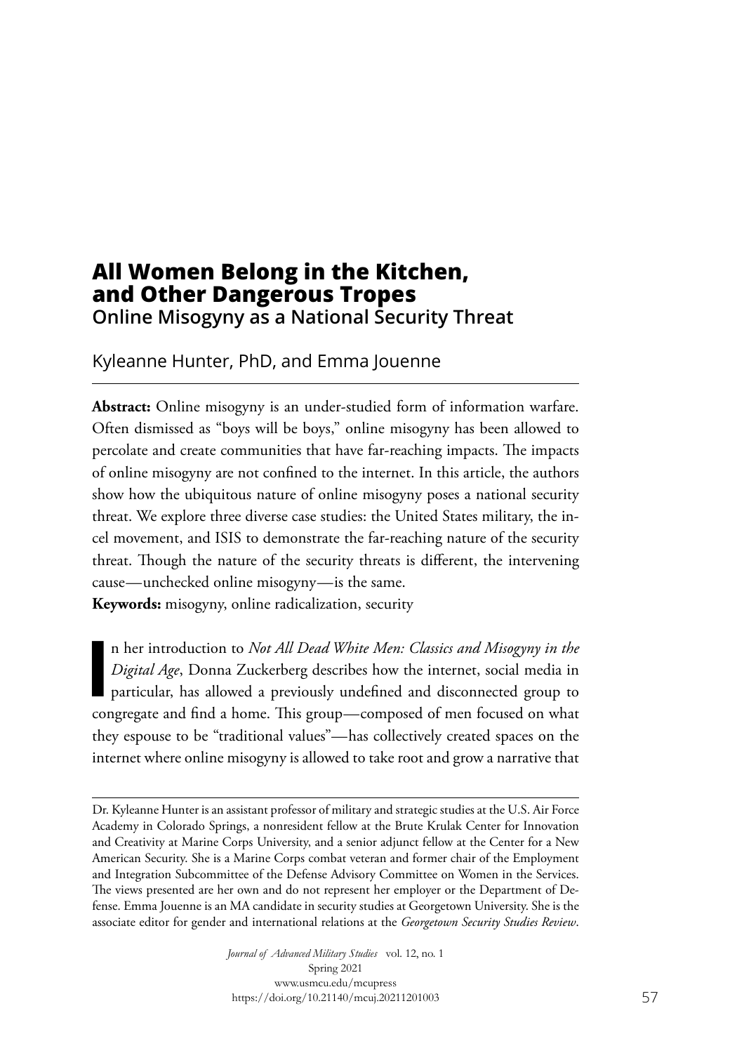# All Women Belong in the Kitchen, and Other Dangerous Tropes

## Online Misogyny as a National Security Threat

Kyleanne Hunter, PhD, and Emma Jouenne

**Abstract:** Online misogyny is an under-studied form of information warfare. Often dismissed as "boys will be boys," online misogyny has been allowed to percolate and create communities that have far-reaching impacts. The impacts of online misogyny are not confined to the internet. In this article, the authors show how the ubiquitous nature of online misogyny poses a national security threat. We explore three diverse case studies: the United States military, the incel movement, and ISIS to demonstrate the far-reaching nature of the security threat. Though the nature of the security threats is different, the intervening cause—unchecked online misogyny—is the same.

**Keywords:** misogyny, online radicalization, security

In her introduction to *Not All Dead White Men: Classics and Misogyny in the Digital Age*, Donna Zuckerberg describes how the internet, social media in particular, has allowed a previously undefined and disconnected group to congregate and find a home. This group—composed of men focused on what they espouse to be "traditional values"—has collectively created spaces on the internet where online misogyny is allowed to take root and grow a narrative that

---

Dr. Kyleanne Hunter is an assistant professor of military and strategic studies at the U.S. Air Force Academy in Colorado Springs, a nonresident fellow at the Brute Krulak Center for Innovation and Creativity at Marine Corps University, and a senior adjunct fellow at the Center for a New American Security. She is a Marine Corps combat veteran and former chair of the Employment and Integration Subcommittee of the Defense Advisory Committee on Women in the Services. The views presented are her own and do not represent her employer or the Department of Defense. Emma Jouenne is an MA candidate in security studies at Georgetown University. She is the associate editor for gender and international relations at the *Georgetown Security Studies Review*.

*Journal of Advanced Military Studies* vol. 12, no. 1
Spring 2021
www.usmcu.edu/mcupress
https://doi.org/10.21140/mcuj.20211201003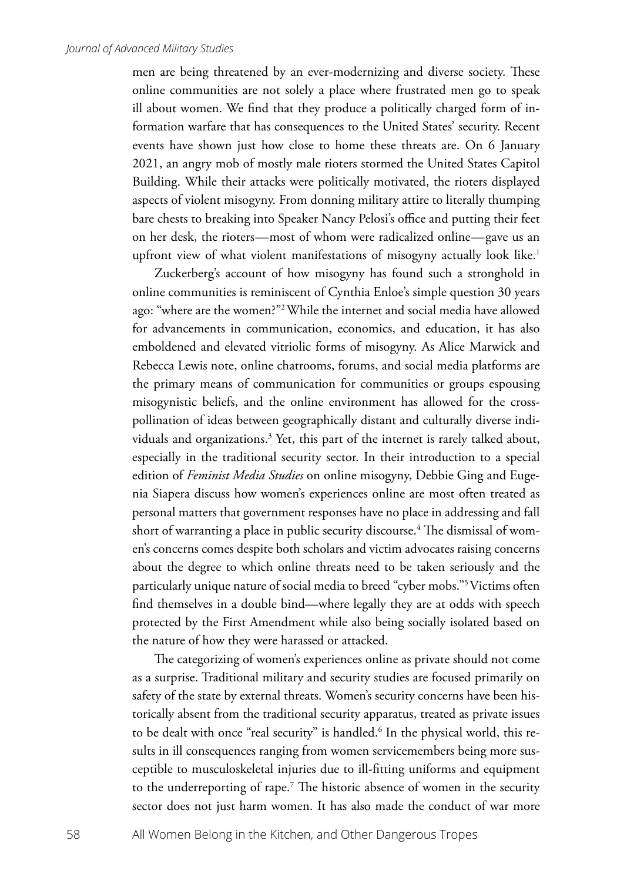men are being threatened by an ever-modernizing and diverse society. These online communities are not solely a place where frustrated men go to speak ill about women. We find that they produce a politically charged form of information warfare that has consequences to the United States' security. Recent events have shown just how close to home these threats are. On 6 January 2021, an angry mob of mostly male rioters stormed the United States Capitol Building. While their attacks were politically motivated, the rioters displayed aspects of violent misogyny. From donning military attire to literally thumping bare chests to breaking into Speaker Nancy Pelosi's office and putting their feet on her desk, the rioters—most of whom were radicalized online—gave us an upfront view of what violent manifestations of misogyny actually look like.[1]

Zuckerberg's account of how misogyny has found such a stronghold in online communities is reminiscent of Cynthia Enloe's simple question 30 years ago: "where are the women?"[2] While the internet and social media have allowed for advancements in communication, economics, and education, it has also emboldened and elevated vitriolic forms of misogyny. As Alice Marwick and Rebecca Lewis note, online chatrooms, forums, and social media platforms are the primary means of communication for communities or groups espousing misogynistic beliefs, and the online environment has allowed for the cross-pollination of ideas between geographically distant and culturally diverse individuals and organizations.[3] Yet, this part of the internet is rarely talked about, especially in the traditional security sector. In their introduction to a special edition of *Feminist Media Studies* on online misogyny, Debbie Ging and Eugenia Siapera discuss how women's experiences online are most often treated as personal matters that government responses have no place in addressing and fall short of warranting a place in public security discourse.[4] The dismissal of women's concerns comes despite both scholars and victim advocates raising concerns about the degree to which online threats need to be taken seriously and the particularly unique nature of social media to breed "cyber mobs."[5] Victims often find themselves in a double bind—where legally they are at odds with speech protected by the First Amendment while also being socially isolated based on the nature of how they were harassed or attacked.

The categorizing of women's experiences online as private should not come as a surprise. Traditional military and security studies are focused primarily on safety of the state by external threats. Women's security concerns have been historically absent from the traditional security apparatus, treated as private issues to be dealt with once "real security" is handled.[6] In the physical world, this results in ill consequences ranging from women servicemembers being more susceptible to musculoskeletal injuries due to ill-fitting uniforms and equipment to the underreporting of rape.[7] The historic absence of women in the security sector does not just harm women. It has also made the conduct of war more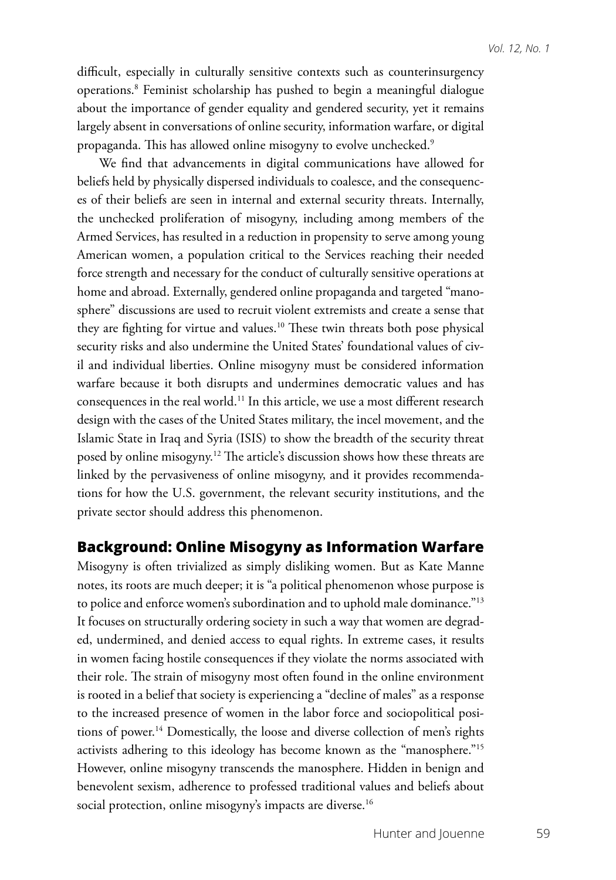difficult, especially in culturally sensitive contexts such as counterinsurgency operations.[8] Feminist scholarship has pushed to begin a meaningful dialogue about the importance of gender equality and gendered security, yet it remains largely absent in conversations of online security, information warfare, or digital propaganda. This has allowed online misogyny to evolve unchecked.[9]

We find that advancements in digital communications have allowed for beliefs held by physically dispersed individuals to coalesce, and the consequences of their beliefs are seen in internal and external security threats. Internally, the unchecked proliferation of misogyny, including among members of the Armed Services, has resulted in a reduction in propensity to serve among young American women, a population critical to the Services reaching their needed force strength and necessary for the conduct of culturally sensitive operations at home and abroad. Externally, gendered online propaganda and targeted "manosphere" discussions are used to recruit violent extremists and create a sense that they are fighting for virtue and values.[10] These twin threats both pose physical security risks and also undermine the United States' foundational values of civil and individual liberties. Online misogyny must be considered information warfare because it both disrupts and undermines democratic values and has consequences in the real world.[11] In this article, we use a most different research design with the cases of the United States military, the incel movement, and the Islamic State in Iraq and Syria (ISIS) to show the breadth of the security threat posed by online misogyny.[12] The article's discussion shows how these threats are linked by the pervasiveness of online misogyny, and it provides recommendations for how the U.S. government, the relevant security institutions, and the private sector should address this phenomenon.

## Background: Online Misogyny as Information Warfare

Misogyny is often trivialized as simply disliking women. But as Kate Manne notes, its roots are much deeper; it is "a political phenomenon whose purpose is to police and enforce women's subordination and to uphold male dominance."[13] It focuses on structurally ordering society in such a way that women are degraded, undermined, and denied access to equal rights. In extreme cases, it results in women facing hostile consequences if they violate the norms associated with their role. The strain of misogyny most often found in the online environment is rooted in a belief that society is experiencing a "decline of males" as a response to the increased presence of women in the labor force and sociopolitical positions of power.[14] Domestically, the loose and diverse collection of men's rights activists adhering to this ideology has become known as the "manosphere."[15] However, online misogyny transcends the manosphere. Hidden in benign and benevolent sexism, adherence to professed traditional values and beliefs about social protection, online misogyny's impacts are diverse.[16]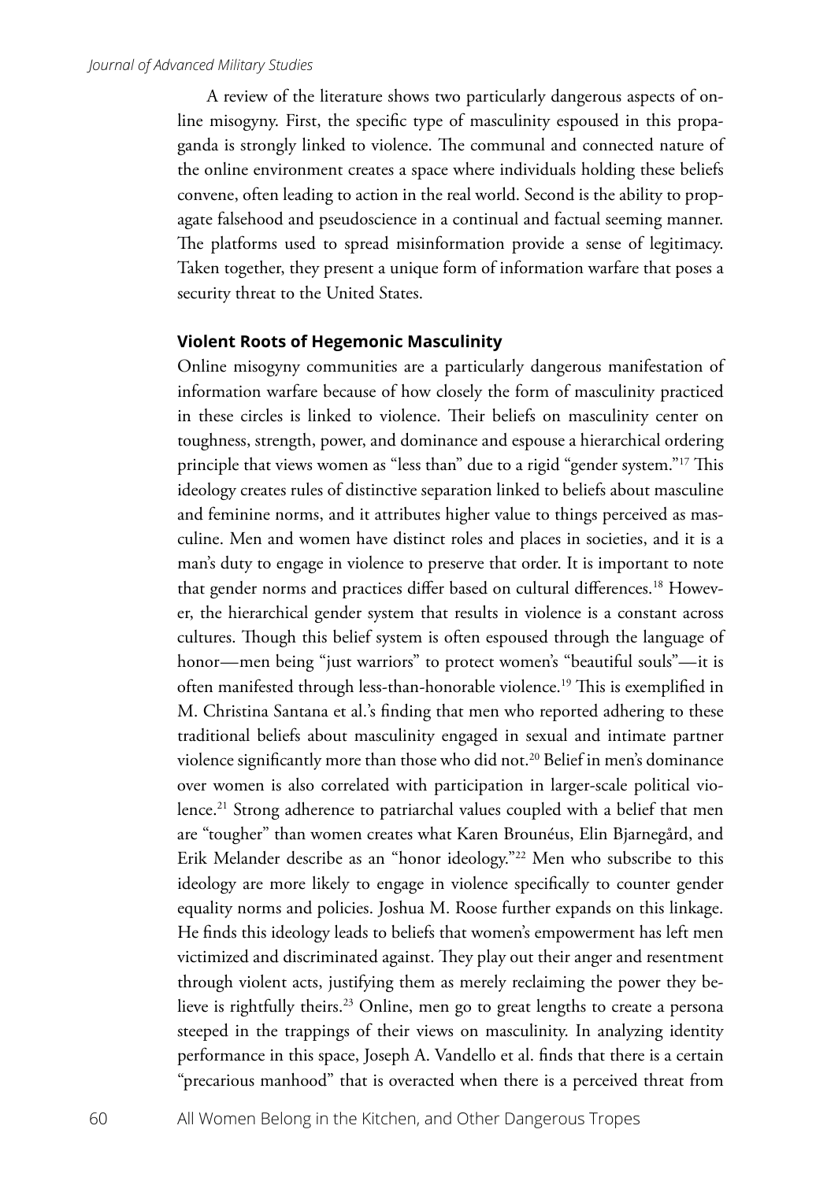A review of the literature shows two particularly dangerous aspects of online misogyny. First, the specific type of masculinity espoused in this propaganda is strongly linked to violence. The communal and connected nature of the online environment creates a space where individuals holding these beliefs convene, often leading to action in the real world. Second is the ability to propagate falsehood and pseudoscience in a continual and factual seeming manner. The platforms used to spread misinformation provide a sense of legitimacy. Taken together, they present a unique form of information warfare that poses a security threat to the United States.

### Violent Roots of Hegemonic Masculinity

Online misogyny communities are a particularly dangerous manifestation of information warfare because of how closely the form of masculinity practiced in these circles is linked to violence. Their beliefs on masculinity center on toughness, strength, power, and dominance and espouse a hierarchical ordering principle that views women as "less than" due to a rigid "gender system."[17] This ideology creates rules of distinctive separation linked to beliefs about masculine and feminine norms, and it attributes higher value to things perceived as masculine. Men and women have distinct roles and places in societies, and it is a man's duty to engage in violence to preserve that order. It is important to note that gender norms and practices differ based on cultural differences.[18] However, the hierarchical gender system that results in violence is a constant across cultures. Though this belief system is often espoused through the language of honor—men being "just warriors" to protect women's "beautiful souls"—it is often manifested through less-than-honorable violence.[19] This is exemplified in M. Christina Santana et al.'s finding that men who reported adhering to these traditional beliefs about masculinity engaged in sexual and intimate partner violence significantly more than those who did not.[20] Belief in men's dominance over women is also correlated with participation in larger-scale political violence.[21] Strong adherence to patriarchal values coupled with a belief that men are "tougher" than women creates what Karen Brounéus, Elin Bjarnegård, and Erik Melander describe as an "honor ideology."[22] Men who subscribe to this ideology are more likely to engage in violence specifically to counter gender equality norms and policies. Joshua M. Roose further expands on this linkage. He finds this ideology leads to beliefs that women's empowerment has left men victimized and discriminated against. They play out their anger and resentment through violent acts, justifying them as merely reclaiming the power they believe is rightfully theirs.[23] Online, men go to great lengths to create a persona steeped in the trappings of their views on masculinity. In analyzing identity performance in this space, Joseph A. Vandello et al. finds that there is a certain "precarious manhood" that is overacted when there is a perceived threat from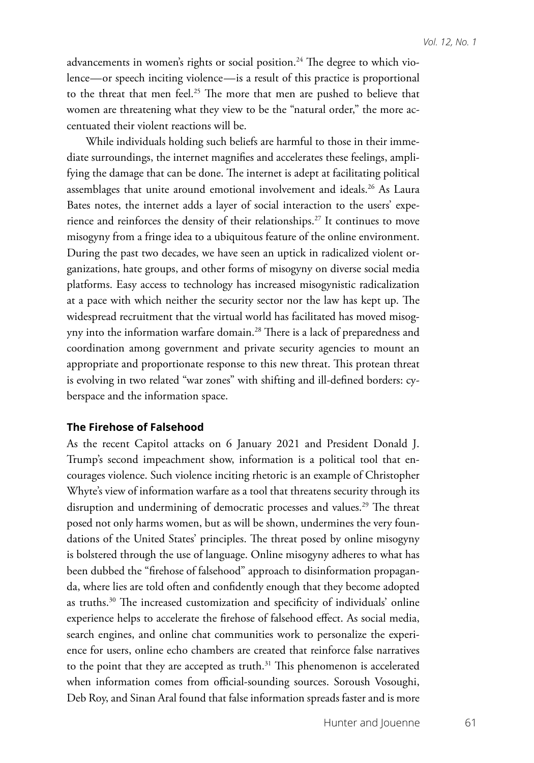advancements in women's rights or social position.[24] The degree to which violence—or speech inciting violence—is a result of this practice is proportional to the threat that men feel.[25] The more that men are pushed to believe that women are threatening what they view to be the "natural order," the more accentuated their violent reactions will be.

While individuals holding such beliefs are harmful to those in their immediate surroundings, the internet magnifies and accelerates these feelings, amplifying the damage that can be done. The internet is adept at facilitating political assemblages that unite around emotional involvement and ideals.[26] As Laura Bates notes, the internet adds a layer of social interaction to the users' experience and reinforces the density of their relationships.[27] It continues to move misogyny from a fringe idea to a ubiquitous feature of the online environment. During the past two decades, we have seen an uptick in radicalized violent organizations, hate groups, and other forms of misogyny on diverse social media platforms. Easy access to technology has increased misogynistic radicalization at a pace with which neither the security sector nor the law has kept up. The widespread recruitment that the virtual world has facilitated has moved misogyny into the information warfare domain.[28] There is a lack of preparedness and coordination among government and private security agencies to mount an appropriate and proportionate response to this new threat. This protean threat is evolving in two related "war zones" with shifting and ill-defined borders: cyberspace and the information space.

### The Firehose of Falsehood

As the recent Capitol attacks on 6 January 2021 and President Donald J. Trump's second impeachment show, information is a political tool that encourages violence. Such violence inciting rhetoric is an example of Christopher Whyte's view of information warfare as a tool that threatens security through its disruption and undermining of democratic processes and values.[29] The threat posed not only harms women, but as will be shown, undermines the very foundations of the United States' principles. The threat posed by online misogyny is bolstered through the use of language. Online misogyny adheres to what has been dubbed the "firehose of falsehood" approach to disinformation propaganda, where lies are told often and confidently enough that they become adopted as truths.[30] The increased customization and specificity of individuals' online experience helps to accelerate the firehose of falsehood effect. As social media, search engines, and online chat communities work to personalize the experience for users, online echo chambers are created that reinforce false narratives to the point that they are accepted as truth.[31] This phenomenon is accelerated when information comes from official-sounding sources. Soroush Vosoughi, Deb Roy, and Sinan Aral found that false information spreads faster and is more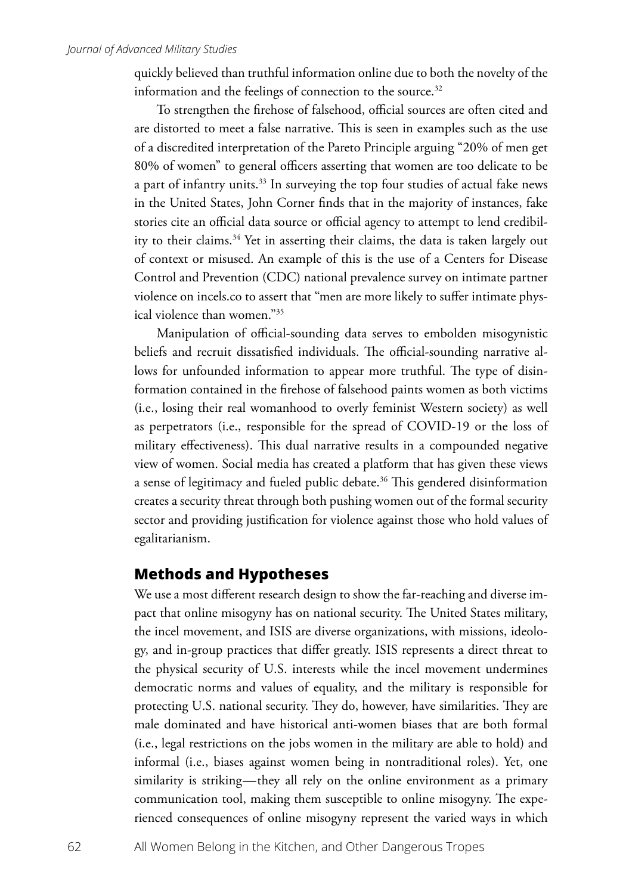quickly believed than truthful information online due to both the novelty of the information and the feelings of connection to the source.[32]

To strengthen the firehose of falsehood, official sources are often cited and are distorted to meet a false narrative. This is seen in examples such as the use of a discredited interpretation of the Pareto Principle arguing "20% of men get 80% of women" to general officers asserting that women are too delicate to be a part of infantry units.[33] In surveying the top four studies of actual fake news in the United States, John Corner finds that in the majority of instances, fake stories cite an official data source or official agency to attempt to lend credibility to their claims.[34] Yet in asserting their claims, the data is taken largely out of context or misused. An example of this is the use of a Centers for Disease Control and Prevention (CDC) national prevalence survey on intimate partner violence on incels.co to assert that "men are more likely to suffer intimate physical violence than women."[35]

Manipulation of official-sounding data serves to embolden misogynistic beliefs and recruit dissatisfied individuals. The official-sounding narrative allows for unfounded information to appear more truthful. The type of disinformation contained in the firehose of falsehood paints women as both victims (i.e., losing their real womanhood to overly feminist Western society) as well as perpetrators (i.e., responsible for the spread of COVID-19 or the loss of military effectiveness). This dual narrative results in a compounded negative view of women. Social media has created a platform that has given these views a sense of legitimacy and fueled public debate.[36] This gendered disinformation creates a security threat through both pushing women out of the formal security sector and providing justification for violence against those who hold values of egalitarianism.

## Methods and Hypotheses

We use a most different research design to show the far-reaching and diverse impact that online misogyny has on national security. The United States military, the incel movement, and ISIS are diverse organizations, with missions, ideology, and in-group practices that differ greatly. ISIS represents a direct threat to the physical security of U.S. interests while the incel movement undermines democratic norms and values of equality, and the military is responsible for protecting U.S. national security. They do, however, have similarities. They are male dominated and have historical anti-women biases that are both formal (i.e., legal restrictions on the jobs women in the military are able to hold) and informal (i.e., biases against women being in nontraditional roles). Yet, one similarity is striking—they all rely on the online environment as a primary communication tool, making them susceptible to online misogyny. The experienced consequences of online misogyny represent the varied ways in which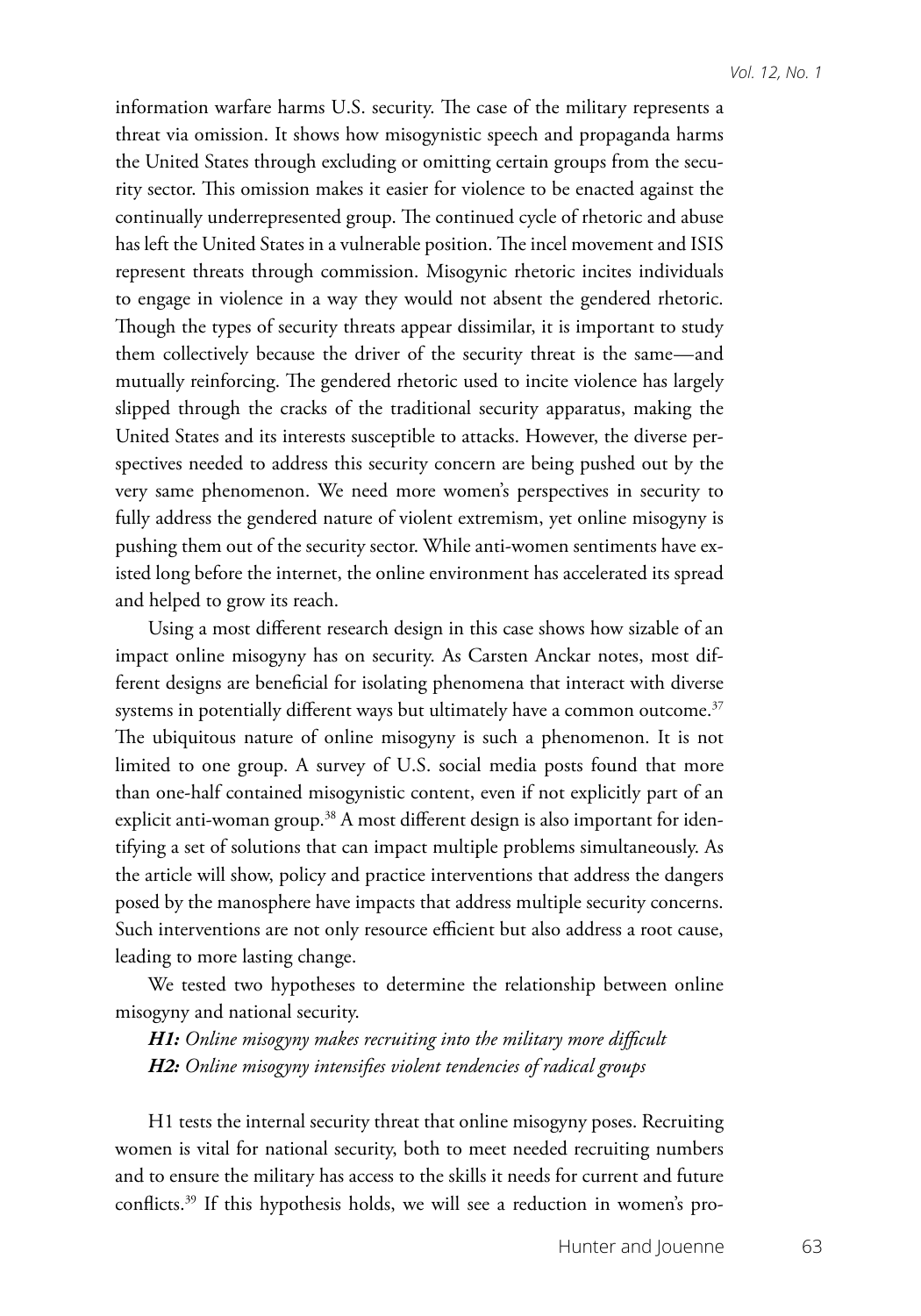information warfare harms U.S. security. The case of the military represents a threat via omission. It shows how misogynistic speech and propaganda harms the United States through excluding or omitting certain groups from the security sector. This omission makes it easier for violence to be enacted against the continually underrepresented group. The continued cycle of rhetoric and abuse has left the United States in a vulnerable position. The incel movement and ISIS represent threats through commission. Misogynic rhetoric incites individuals to engage in violence in a way they would not absent the gendered rhetoric. Though the types of security threats appear dissimilar, it is important to study them collectively because the driver of the security threat is the same—and mutually reinforcing. The gendered rhetoric used to incite violence has largely slipped through the cracks of the traditional security apparatus, making the United States and its interests susceptible to attacks. However, the diverse perspectives needed to address this security concern are being pushed out by the very same phenomenon. We need more women's perspectives in security to fully address the gendered nature of violent extremism, yet online misogyny is pushing them out of the security sector. While anti-women sentiments have existed long before the internet, the online environment has accelerated its spread and helped to grow its reach.

Using a most different research design in this case shows how sizable of an impact online misogyny has on security. As Carsten Anckar notes, most different designs are beneficial for isolating phenomena that interact with diverse systems in potentially different ways but ultimately have a common outcome.[37] The ubiquitous nature of online misogyny is such a phenomenon. It is not limited to one group. A survey of U.S. social media posts found that more than one-half contained misogynistic content, even if not explicitly part of an explicit anti-woman group.[38] A most different design is also important for identifying a set of solutions that can impact multiple problems simultaneously. As the article will show, policy and practice interventions that address the dangers posed by the manosphere have impacts that address multiple security concerns. Such interventions are not only resource efficient but also address a root cause, leading to more lasting change.

We tested two hypotheses to determine the relationship between online misogyny and national security.

***H1:*** *Online misogyny makes recruiting into the military more difficult*
***H2:*** *Online misogyny intensifies violent tendencies of radical groups*

H1 tests the internal security threat that online misogyny poses. Recruiting women is vital for national security, both to meet needed recruiting numbers and to ensure the military has access to the skills it needs for current and future conflicts.[39] If this hypothesis holds, we will see a reduction in women's pro-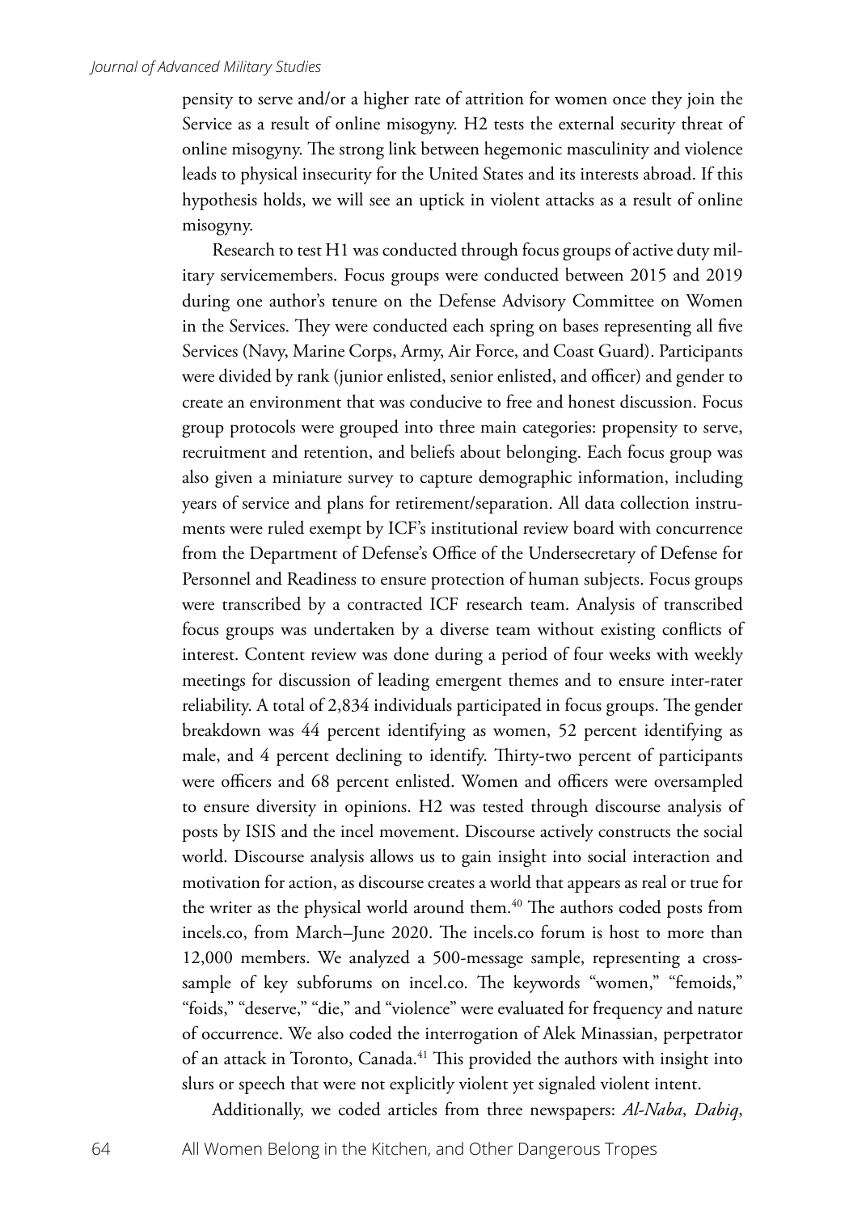pensity to serve and/or a higher rate of attrition for women once they join the Service as a result of online misogyny. H2 tests the external security threat of online misogyny. The strong link between hegemonic masculinity and violence leads to physical insecurity for the United States and its interests abroad. If this hypothesis holds, we will see an uptick in violent attacks as a result of online misogyny.

Research to test H1 was conducted through focus groups of active duty military servicemembers. Focus groups were conducted between 2015 and 2019 during one author's tenure on the Defense Advisory Committee on Women in the Services. They were conducted each spring on bases representing all five Services (Navy, Marine Corps, Army, Air Force, and Coast Guard). Participants were divided by rank (junior enlisted, senior enlisted, and officer) and gender to create an environment that was conducive to free and honest discussion. Focus group protocols were grouped into three main categories: propensity to serve, recruitment and retention, and beliefs about belonging. Each focus group was also given a miniature survey to capture demographic information, including years of service and plans for retirement/separation. All data collection instruments were ruled exempt by ICF's institutional review board with concurrence from the Department of Defense's Office of the Undersecretary of Defense for Personnel and Readiness to ensure protection of human subjects. Focus groups were transcribed by a contracted ICF research team. Analysis of transcribed focus groups was undertaken by a diverse team without existing conflicts of interest. Content review was done during a period of four weeks with weekly meetings for discussion of leading emergent themes and to ensure inter-rater reliability. A total of 2,834 individuals participated in focus groups. The gender breakdown was 44 percent identifying as women, 52 percent identifying as male, and 4 percent declining to identify. Thirty-two percent of participants were officers and 68 percent enlisted. Women and officers were oversampled to ensure diversity in opinions. H2 was tested through discourse analysis of posts by ISIS and the incel movement. Discourse actively constructs the social world. Discourse analysis allows us to gain insight into social interaction and motivation for action, as discourse creates a world that appears as real or true for the writer as the physical world around them.[40] The authors coded posts from incels.co, from March–June 2020. The incels.co forum is host to more than 12,000 members. We analyzed a 500-message sample, representing a cross-sample of key subforums on incel.co. The keywords "women," "femoids," "foids," "deserve," "die," and "violence" were evaluated for frequency and nature of occurrence. We also coded the interrogation of Alek Minassian, perpetrator of an attack in Toronto, Canada.[41] This provided the authors with insight into slurs or speech that were not explicitly violent yet signaled violent intent.

Additionally, we coded articles from three newspapers: *Al-Naba*, *Dabiq*,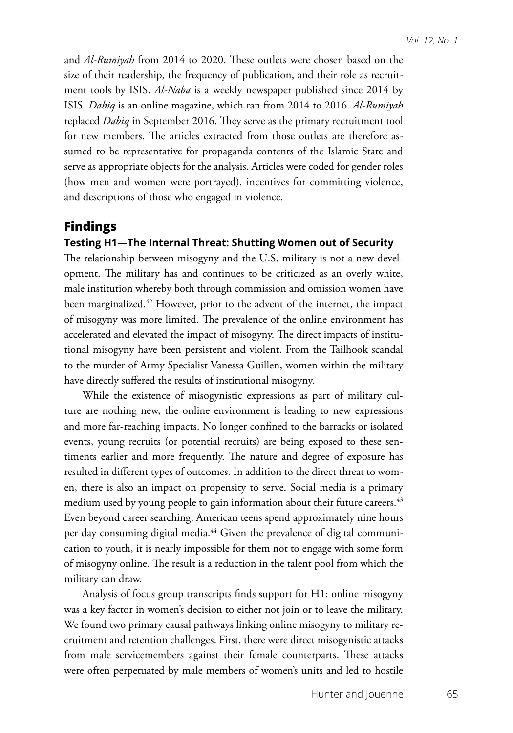and *Al-Rumiyah* from 2014 to 2020. These outlets were chosen based on the size of their readership, the frequency of publication, and their role as recruitment tools by ISIS. *Al-Naba* is a weekly newspaper published since 2014 by ISIS. *Dabiq* is an online magazine, which ran from 2014 to 2016. *Al-Rumiyah* replaced *Dabiq* in September 2016. They serve as the primary recruitment tool for new members. The articles extracted from those outlets are therefore assumed to be representative for propaganda contents of the Islamic State and serve as appropriate objects for the analysis. Articles were coded for gender roles (how men and women were portrayed), incentives for committing violence, and descriptions of those who engaged in violence.

## Findings

### Testing H1—The Internal Threat: Shutting Women out of Security

The relationship between misogyny and the U.S. military is not a new development. The military has and continues to be criticized as an overly white, male institution whereby both through commission and omission women have been marginalized.[42] However, prior to the advent of the internet, the impact of misogyny was more limited. The prevalence of the online environment has accelerated and elevated the impact of misogyny. The direct impacts of institutional misogyny have been persistent and violent. From the Tailhook scandal to the murder of Army Specialist Vanessa Guillen, women within the military have directly suffered the results of institutional misogyny.

While the existence of misogynistic expressions as part of military culture are nothing new, the online environment is leading to new expressions and more far-reaching impacts. No longer confined to the barracks or isolated events, young recruits (or potential recruits) are being exposed to these sentiments earlier and more frequently. The nature and degree of exposure has resulted in different types of outcomes. In addition to the direct threat to women, there is also an impact on propensity to serve. Social media is a primary medium used by young people to gain information about their future careers.[43] Even beyond career searching, American teens spend approximately nine hours per day consuming digital media.[44] Given the prevalence of digital communication to youth, it is nearly impossible for them not to engage with some form of misogyny online. The result is a reduction in the talent pool from which the military can draw.

Analysis of focus group transcripts finds support for H1: online misogyny was a key factor in women's decision to either not join or to leave the military. We found two primary causal pathways linking online misogyny to military recruitment and retention challenges. First, there were direct misogynistic attacks from male servicemembers against their female counterparts. These attacks were often perpetuated by male members of women's units and led to hostile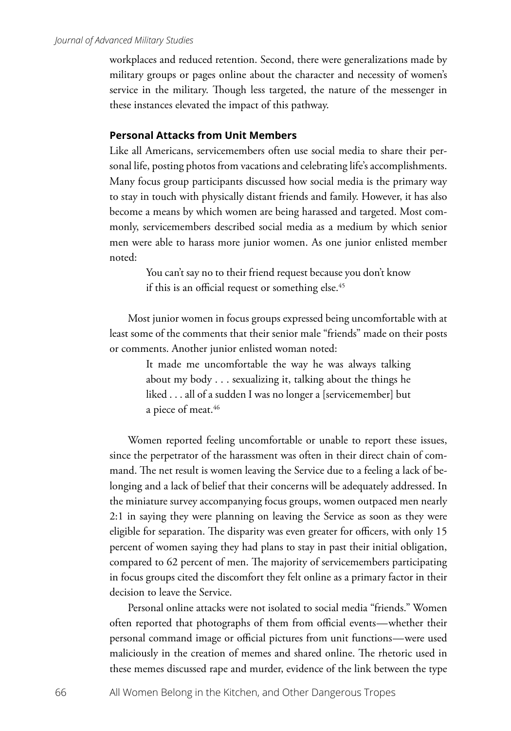workplaces and reduced retention. Second, there were generalizations made by military groups or pages online about the character and necessity of women's service in the military. Though less targeted, the nature of the messenger in these instances elevated the impact of this pathway.

### Personal Attacks from Unit Members

Like all Americans, servicemembers often use social media to share their personal life, posting photos from vacations and celebrating life's accomplishments. Many focus group participants discussed how social media is the primary way to stay in touch with physically distant friends and family. However, it has also become a means by which women are being harassed and targeted. Most commonly, servicemembers described social media as a medium by which senior men were able to harass more junior women. As one junior enlisted member noted:

> You can't say no to their friend request because you don't know if this is an official request or something else.[45]

Most junior women in focus groups expressed being uncomfortable with at least some of the comments that their senior male "friends" made on their posts or comments. Another junior enlisted woman noted:

> It made me uncomfortable the way he was always talking about my body . . . sexualizing it, talking about the things he liked . . . all of a sudden I was no longer a [servicemember] but a piece of meat.[46]

Women reported feeling uncomfortable or unable to report these issues, since the perpetrator of the harassment was often in their direct chain of command. The net result is women leaving the Service due to a feeling a lack of belonging and a lack of belief that their concerns will be adequately addressed. In the miniature survey accompanying focus groups, women outpaced men nearly 2:1 in saying they were planning on leaving the Service as soon as they were eligible for separation. The disparity was even greater for officers, with only 15 percent of women saying they had plans to stay in past their initial obligation, compared to 62 percent of men. The majority of servicemembers participating in focus groups cited the discomfort they felt online as a primary factor in their decision to leave the Service.

Personal online attacks were not isolated to social media "friends." Women often reported that photographs of them from official events—whether their personal command image or official pictures from unit functions—were used maliciously in the creation of memes and shared online. The rhetoric used in these memes discussed rape and murder, evidence of the link between the type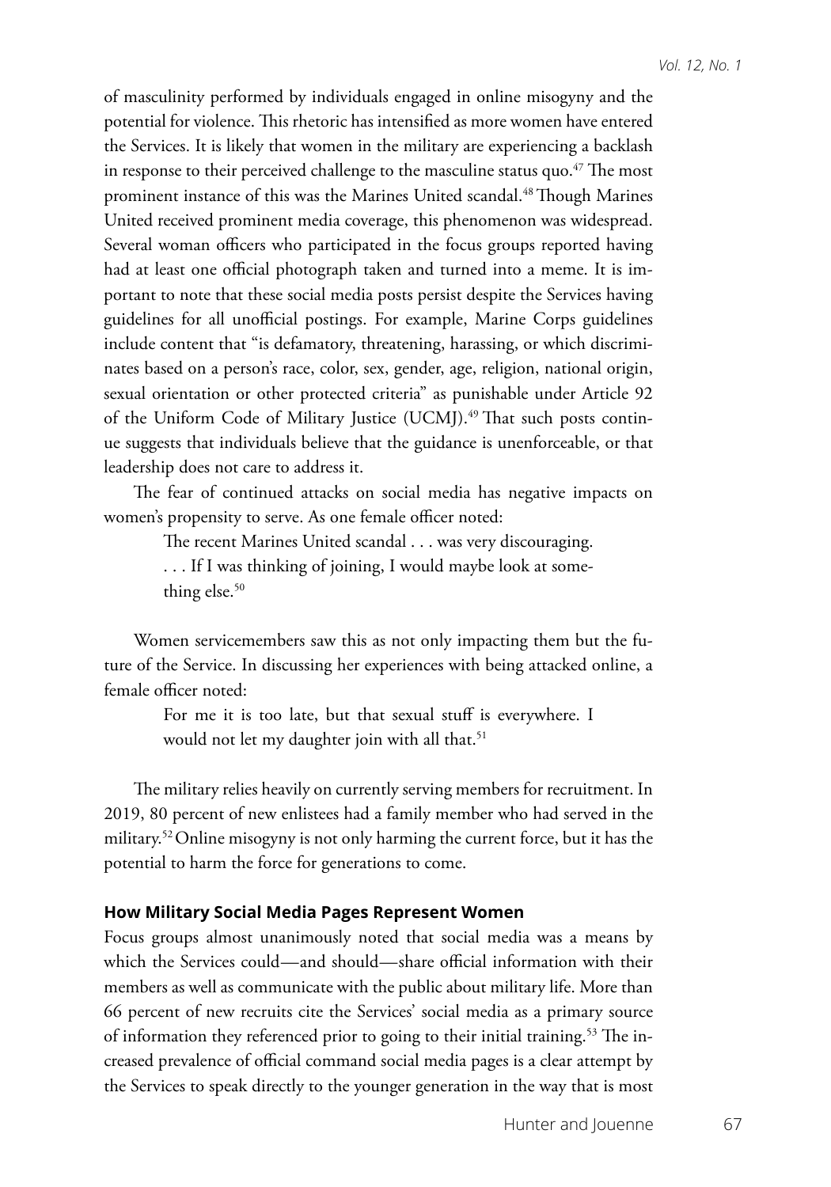of masculinity performed by individuals engaged in online misogyny and the potential for violence. This rhetoric has intensified as more women have entered the Services. It is likely that women in the military are experiencing a backlash in response to their perceived challenge to the masculine status quo.[47] The most prominent instance of this was the Marines United scandal.[48] Though Marines United received prominent media coverage, this phenomenon was widespread. Several woman officers who participated in the focus groups reported having had at least one official photograph taken and turned into a meme. It is important to note that these social media posts persist despite the Services having guidelines for all unofficial postings. For example, Marine Corps guidelines include content that "is defamatory, threatening, harassing, or which discriminates based on a person's race, color, sex, gender, age, religion, national origin, sexual orientation or other protected criteria" as punishable under Article 92 of the Uniform Code of Military Justice (UCMJ).[49] That such posts continue suggests that individuals believe that the guidance is unenforceable, or that leadership does not care to address it.

The fear of continued attacks on social media has negative impacts on women's propensity to serve. As one female officer noted:

> The recent Marines United scandal . . . was very discouraging. . . . If I was thinking of joining, I would maybe look at something else.[50]

Women servicemembers saw this as not only impacting them but the future of the Service. In discussing her experiences with being attacked online, a female officer noted:

> For me it is too late, but that sexual stuff is everywhere. I would not let my daughter join with all that.[51]

The military relies heavily on currently serving members for recruitment. In 2019, 80 percent of new enlistees had a family member who had served in the military.[52] Online misogyny is not only harming the current force, but it has the potential to harm the force for generations to come.

### How Military Social Media Pages Represent Women

Focus groups almost unanimously noted that social media was a means by which the Services could—and should—share official information with their members as well as communicate with the public about military life. More than 66 percent of new recruits cite the Services' social media as a primary source of information they referenced prior to going to their initial training.[53] The increased prevalence of official command social media pages is a clear attempt by the Services to speak directly to the younger generation in the way that is most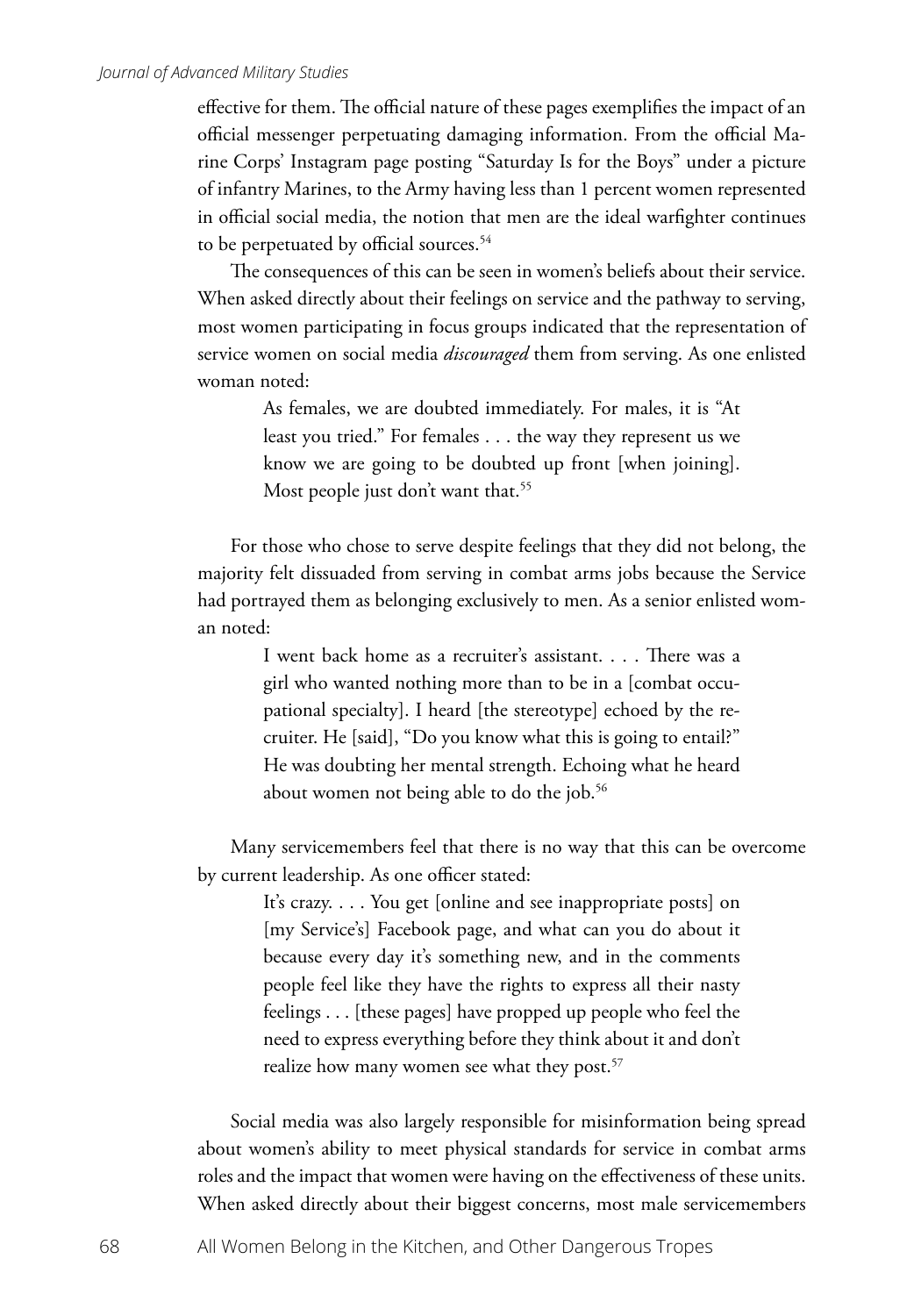effective for them. The official nature of these pages exemplifies the impact of an official messenger perpetuating damaging information. From the official Marine Corps' Instagram page posting "Saturday Is for the Boys" under a picture of infantry Marines, to the Army having less than 1 percent women represented in official social media, the notion that men are the ideal warfighter continues to be perpetuated by official sources.[54]

The consequences of this can be seen in women's beliefs about their service. When asked directly about their feelings on service and the pathway to serving, most women participating in focus groups indicated that the representation of service women on social media *discouraged* them from serving. As one enlisted woman noted:

> As females, we are doubted immediately. For males, it is "At least you tried." For females . . . the way they represent us we know we are going to be doubted up front [when joining]. Most people just don't want that.[55]

For those who chose to serve despite feelings that they did not belong, the majority felt dissuaded from serving in combat arms jobs because the Service had portrayed them as belonging exclusively to men. As a senior enlisted woman noted:

> I went back home as a recruiter's assistant. . . . There was a girl who wanted nothing more than to be in a [combat occupational specialty]. I heard [the stereotype] echoed by the recruiter. He [said], "Do you know what this is going to entail?" He was doubting her mental strength. Echoing what he heard about women not being able to do the job.[56]

Many servicemembers feel that there is no way that this can be overcome by current leadership. As one officer stated:

> It's crazy. . . . You get [online and see inappropriate posts] on [my Service's] Facebook page, and what can you do about it because every day it's something new, and in the comments people feel like they have the rights to express all their nasty feelings . . . [these pages] have propped up people who feel the need to express everything before they think about it and don't realize how many women see what they post.[57]

Social media was also largely responsible for misinformation being spread about women's ability to meet physical standards for service in combat arms roles and the impact that women were having on the effectiveness of these units. When asked directly about their biggest concerns, most male servicemembers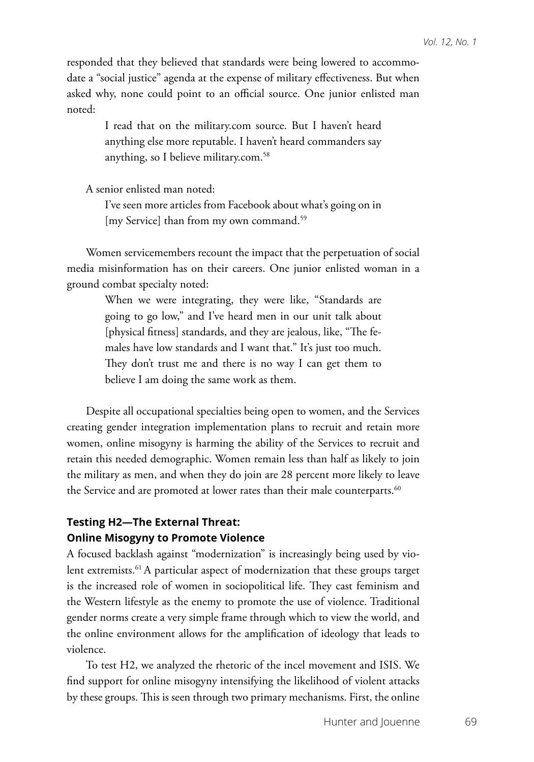responded that they believed that standards were being lowered to accommodate a "social justice" agenda at the expense of military effectiveness. But when asked why, none could point to an official source. One junior enlisted man noted:

> I read that on the military.com source. But I haven't heard anything else more reputable. I haven't heard commanders say anything, so I believe military.com.[58]

A senior enlisted man noted:

> I've seen more articles from Facebook about what's going on in [my Service] than from my own command.[59]

Women servicemembers recount the impact that the perpetuation of social media misinformation has on their careers. One junior enlisted woman in a ground combat specialty noted:

> When we were integrating, they were like, "Standards are going to go low," and I've heard men in our unit talk about [physical fitness] standards, and they are jealous, like, "The females have low standards and I want that." It's just too much. They don't trust me and there is no way I can get them to believe I am doing the same work as them.

Despite all occupational specialties being open to women, and the Services creating gender integration implementation plans to recruit and retain more women, online misogyny is harming the ability of the Services to recruit and retain this needed demographic. Women remain less than half as likely to join the military as men, and when they do join are 28 percent more likely to leave the Service and are promoted at lower rates than their male counterparts.[60]

### Testing H2—The External Threat: Online Misogyny to Promote Violence

A focused backlash against "modernization" is increasingly being used by violent extremists.[61] A particular aspect of modernization that these groups target is the increased role of women in sociopolitical life. They cast feminism and the Western lifestyle as the enemy to promote the use of violence. Traditional gender norms create a very simple frame through which to view the world, and the online environment allows for the amplification of ideology that leads to violence.

To test H2, we analyzed the rhetoric of the incel movement and ISIS. We find support for online misogyny intensifying the likelihood of violent attacks by these groups. This is seen through two primary mechanisms. First, the online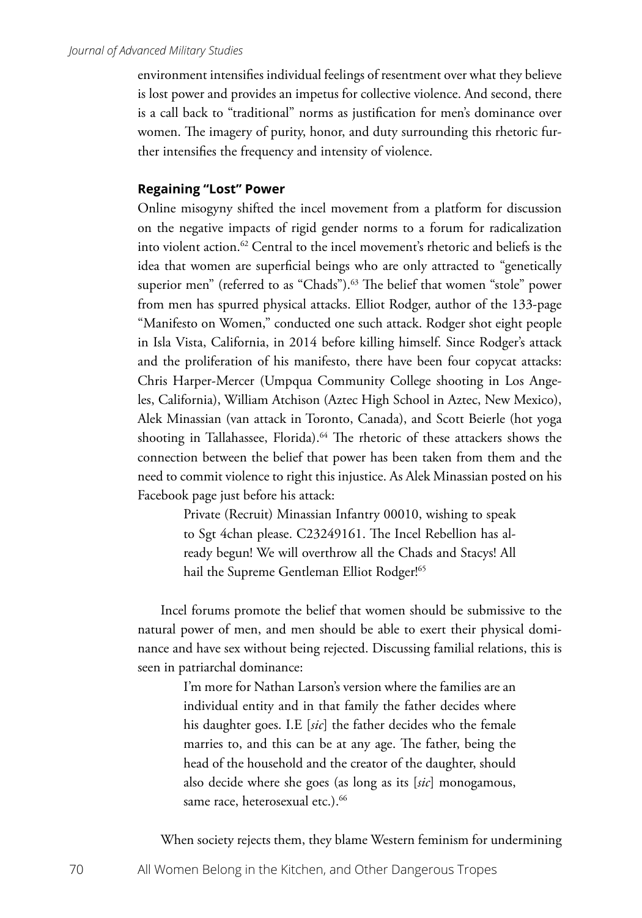environment intensifies individual feelings of resentment over what they believe is lost power and provides an impetus for collective violence. And second, there is a call back to "traditional" norms as justification for men's dominance over women. The imagery of purity, honor, and duty surrounding this rhetoric further intensifies the frequency and intensity of violence.

### Regaining "Lost" Power

Online misogyny shifted the incel movement from a platform for discussion on the negative impacts of rigid gender norms to a forum for radicalization into violent action.[62] Central to the incel movement's rhetoric and beliefs is the idea that women are superficial beings who are only attracted to "genetically superior men" (referred to as "Chads").[63] The belief that women "stole" power from men has spurred physical attacks. Elliot Rodger, author of the 133-page "Manifesto on Women," conducted one such attack. Rodger shot eight people in Isla Vista, California, in 2014 before killing himself. Since Rodger's attack and the proliferation of his manifesto, there have been four copycat attacks: Chris Harper-Mercer (Umpqua Community College shooting in Los Angeles, California), William Atchison (Aztec High School in Aztec, New Mexico), Alek Minassian (van attack in Toronto, Canada), and Scott Beierle (hot yoga shooting in Tallahassee, Florida).[64] The rhetoric of these attackers shows the connection between the belief that power has been taken from them and the need to commit violence to right this injustice. As Alek Minassian posted on his Facebook page just before his attack:

> Private (Recruit) Minassian Infantry 00010, wishing to speak to Sgt 4chan please. C23249161. The Incel Rebellion has already begun! We will overthrow all the Chads and Stacys! All hail the Supreme Gentleman Elliot Rodger![65]

Incel forums promote the belief that women should be submissive to the natural power of men, and men should be able to exert their physical dominance and have sex without being rejected. Discussing familial relations, this is seen in patriarchal dominance:

> I'm more for Nathan Larson's version where the families are an individual entity and in that family the father decides where his daughter goes. I.E [*sic*] the father decides who the female marries to, and this can be at any age. The father, being the head of the household and the creator of the daughter, should also decide where she goes (as long as its [*sic*] monogamous, same race, heterosexual etc.).[66]

When society rejects them, they blame Western feminism for undermining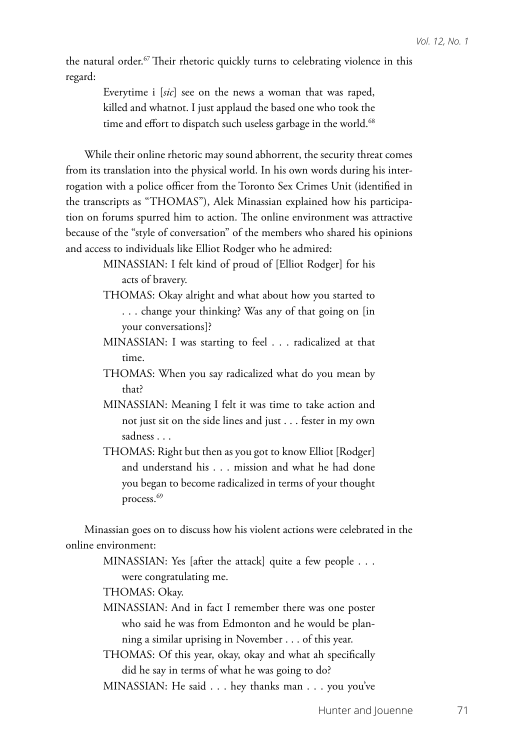the natural order.[67] Their rhetoric quickly turns to celebrating violence in this regard:

> Everytime i [*sic*] see on the news a woman that was raped, killed and whatnot. I just applaud the based one who took the time and effort to dispatch such useless garbage in the world.[68]

While their online rhetoric may sound abhorrent, the security threat comes from its translation into the physical world. In his own words during his interrogation with a police officer from the Toronto Sex Crimes Unit (identified in the transcripts as "THOMAS"), Alek Minassian explained how his participation on forums spurred him to action. The online environment was attractive because of the "style of conversation" of the members who shared his opinions and access to individuals like Elliot Rodger who he admired:

> MINASSIAN: I felt kind of proud of [Elliot Rodger] for his acts of bravery.
>
> THOMAS: Okay alright and what about how you started to . . . change your thinking? Was any of that going on [in your conversations]?
>
> MINASSIAN: I was starting to feel . . . radicalized at that time.
>
> THOMAS: When you say radicalized what do you mean by that?
>
> MINASSIAN: Meaning I felt it was time to take action and not just sit on the side lines and just . . . fester in my own sadness . . .
>
> THOMAS: Right but then as you got to know Elliot [Rodger] and understand his . . . mission and what he had done you began to become radicalized in terms of your thought process.[69]

Minassian goes on to discuss how his violent actions were celebrated in the online environment:

> MINASSIAN: Yes [after the attack] quite a few people . . . were congratulating me.
>
> THOMAS: Okay.
>
> MINASSIAN: And in fact I remember there was one poster who said he was from Edmonton and he would be planning a similar uprising in November . . . of this year.
>
> THOMAS: Of this year, okay, okay and what ah specifically did he say in terms of what he was going to do?
>
> MINASSIAN: He said . . . hey thanks man . . . you you've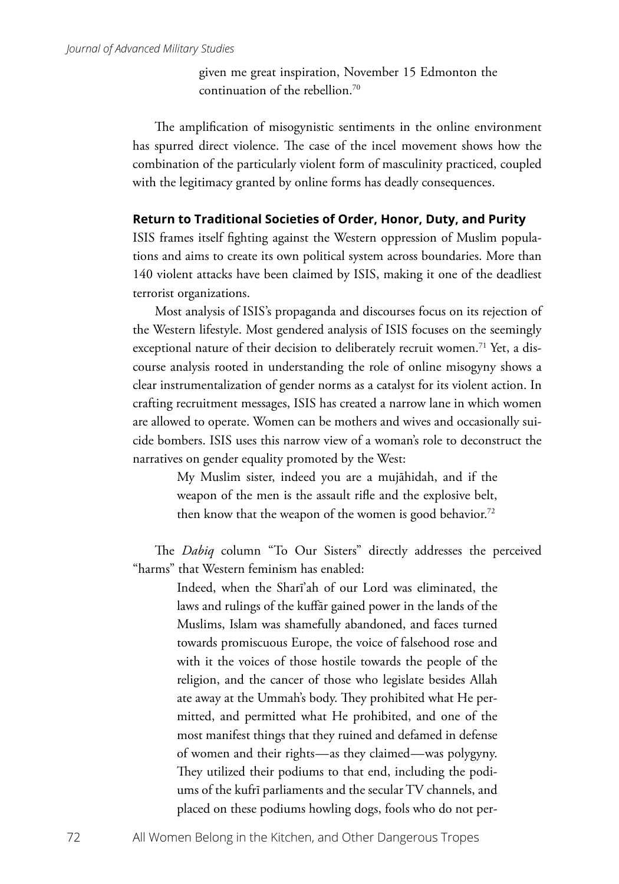> given me great inspiration, November 15 Edmonton the continuation of the rebellion.[70]

The amplification of misogynistic sentiments in the online environment has spurred direct violence. The case of the incel movement shows how the combination of the particularly violent form of masculinity practiced, coupled with the legitimacy granted by online forms has deadly consequences.

### Return to Traditional Societies of Order, Honor, Duty, and Purity

ISIS frames itself fighting against the Western oppression of Muslim populations and aims to create its own political system across boundaries. More than 140 violent attacks have been claimed by ISIS, making it one of the deadliest terrorist organizations.

Most analysis of ISIS's propaganda and discourses focus on its rejection of the Western lifestyle. Most gendered analysis of ISIS focuses on the seemingly exceptional nature of their decision to deliberately recruit women.[71] Yet, a discourse analysis rooted in understanding the role of online misogyny shows a clear instrumentalization of gender norms as a catalyst for its violent action. In crafting recruitment messages, ISIS has created a narrow lane in which women are allowed to operate. Women can be mothers and wives and occasionally suicide bombers. ISIS uses this narrow view of a woman's role to deconstruct the narratives on gender equality promoted by the West:

> My Muslim sister, indeed you are a mujāhidah, and if the weapon of the men is the assault rifle and the explosive belt, then know that the weapon of the women is good behavior.[72]

The *Dabiq* column "To Our Sisters" directly addresses the perceived "harms" that Western feminism has enabled:

> Indeed, when the Sharī'ah of our Lord was eliminated, the laws and rulings of the kuffār gained power in the lands of the Muslims, Islam was shamefully abandoned, and faces turned towards promiscuous Europe, the voice of falsehood rose and with it the voices of those hostile towards the people of the religion, and the cancer of those who legislate besides Allah ate away at the Ummah's body. They prohibited what He permitted, and permitted what He prohibited, and one of the most manifest things that they ruined and defamed in defense of women and their rights—as they claimed—was polygyny. They utilized their podiums to that end, including the podiums of the kufrī parliaments and the secular TV channels, and placed on these podiums howling dogs, fools who do not per-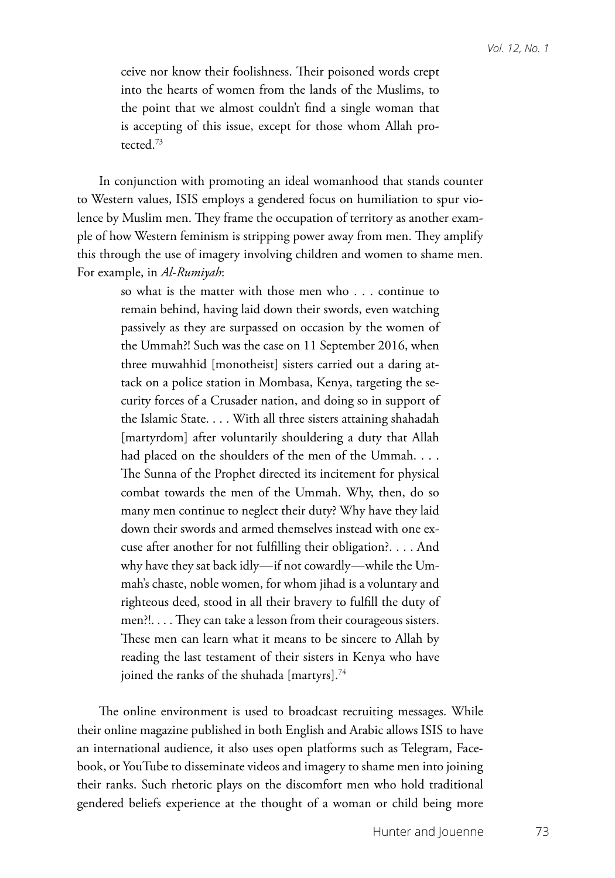> ceive nor know their foolishness. Their poisoned words crept into the hearts of women from the lands of the Muslims, to the point that we almost couldn't find a single woman that is accepting of this issue, except for those whom Allah protected.[73]

In conjunction with promoting an ideal womanhood that stands counter to Western values, ISIS employs a gendered focus on humiliation to spur violence by Muslim men. They frame the occupation of territory as another example of how Western feminism is stripping power away from men. They amplify this through the use of imagery involving children and women to shame men. For example, in *Al-Rumiyah*:

> so what is the matter with those men who . . . continue to remain behind, having laid down their swords, even watching passively as they are surpassed on occasion by the women of the Ummah?! Such was the case on 11 September 2016, when three muwahhid [monotheist] sisters carried out a daring attack on a police station in Mombasa, Kenya, targeting the security forces of a Crusader nation, and doing so in support of the Islamic State. . . . With all three sisters attaining shahadah [martyrdom] after voluntarily shouldering a duty that Allah had placed on the shoulders of the men of the Ummah. . . . The Sunna of the Prophet directed its incitement for physical combat towards the men of the Ummah. Why, then, do so many men continue to neglect their duty? Why have they laid down their swords and armed themselves instead with one excuse after another for not fulfilling their obligation?. . . . And why have they sat back idly—if not cowardly—while the Ummah's chaste, noble women, for whom jihad is a voluntary and righteous deed, stood in all their bravery to fulfill the duty of men?!. . . . They can take a lesson from their courageous sisters. These men can learn what it means to be sincere to Allah by reading the last testament of their sisters in Kenya who have joined the ranks of the shuhada [martyrs].[74]

The online environment is used to broadcast recruiting messages. While their online magazine published in both English and Arabic allows ISIS to have an international audience, it also uses open platforms such as Telegram, Facebook, or YouTube to disseminate videos and imagery to shame men into joining their ranks. Such rhetoric plays on the discomfort men who hold traditional gendered beliefs experience at the thought of a woman or child being more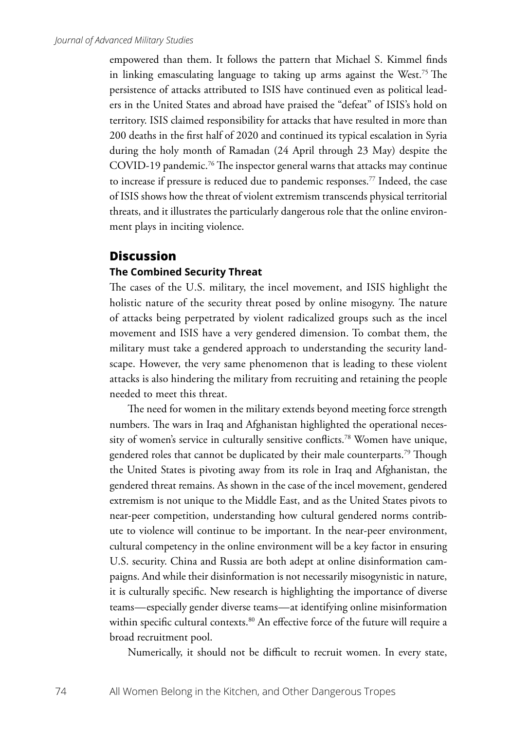empowered than them. It follows the pattern that Michael S. Kimmel finds in linking emasculating language to taking up arms against the West.[75] The persistence of attacks attributed to ISIS have continued even as political leaders in the United States and abroad have praised the "defeat" of ISIS's hold on territory. ISIS claimed responsibility for attacks that have resulted in more than 200 deaths in the first half of 2020 and continued its typical escalation in Syria during the holy month of Ramadan (24 April through 23 May) despite the COVID-19 pandemic.[76] The inspector general warns that attacks may continue to increase if pressure is reduced due to pandemic responses.[77] Indeed, the case of ISIS shows how the threat of violent extremism transcends physical territorial threats, and it illustrates the particularly dangerous role that the online environment plays in inciting violence.

## Discussion

### The Combined Security Threat

The cases of the U.S. military, the incel movement, and ISIS highlight the holistic nature of the security threat posed by online misogyny. The nature of attacks being perpetrated by violent radicalized groups such as the incel movement and ISIS have a very gendered dimension. To combat them, the military must take a gendered approach to understanding the security landscape. However, the very same phenomenon that is leading to these violent attacks is also hindering the military from recruiting and retaining the people needed to meet this threat.

The need for women in the military extends beyond meeting force strength numbers. The wars in Iraq and Afghanistan highlighted the operational necessity of women's service in culturally sensitive conflicts.[78] Women have unique, gendered roles that cannot be duplicated by their male counterparts.[79] Though the United States is pivoting away from its role in Iraq and Afghanistan, the gendered threat remains. As shown in the case of the incel movement, gendered extremism is not unique to the Middle East, and as the United States pivots to near-peer competition, understanding how cultural gendered norms contribute to violence will continue to be important. In the near-peer environment, cultural competency in the online environment will be a key factor in ensuring U.S. security. China and Russia are both adept at online disinformation campaigns. And while their disinformation is not necessarily misogynistic in nature, it is culturally specific. New research is highlighting the importance of diverse teams—especially gender diverse teams—at identifying online misinformation within specific cultural contexts.[80] An effective force of the future will require a broad recruitment pool.

Numerically, it should not be difficult to recruit women. In every state,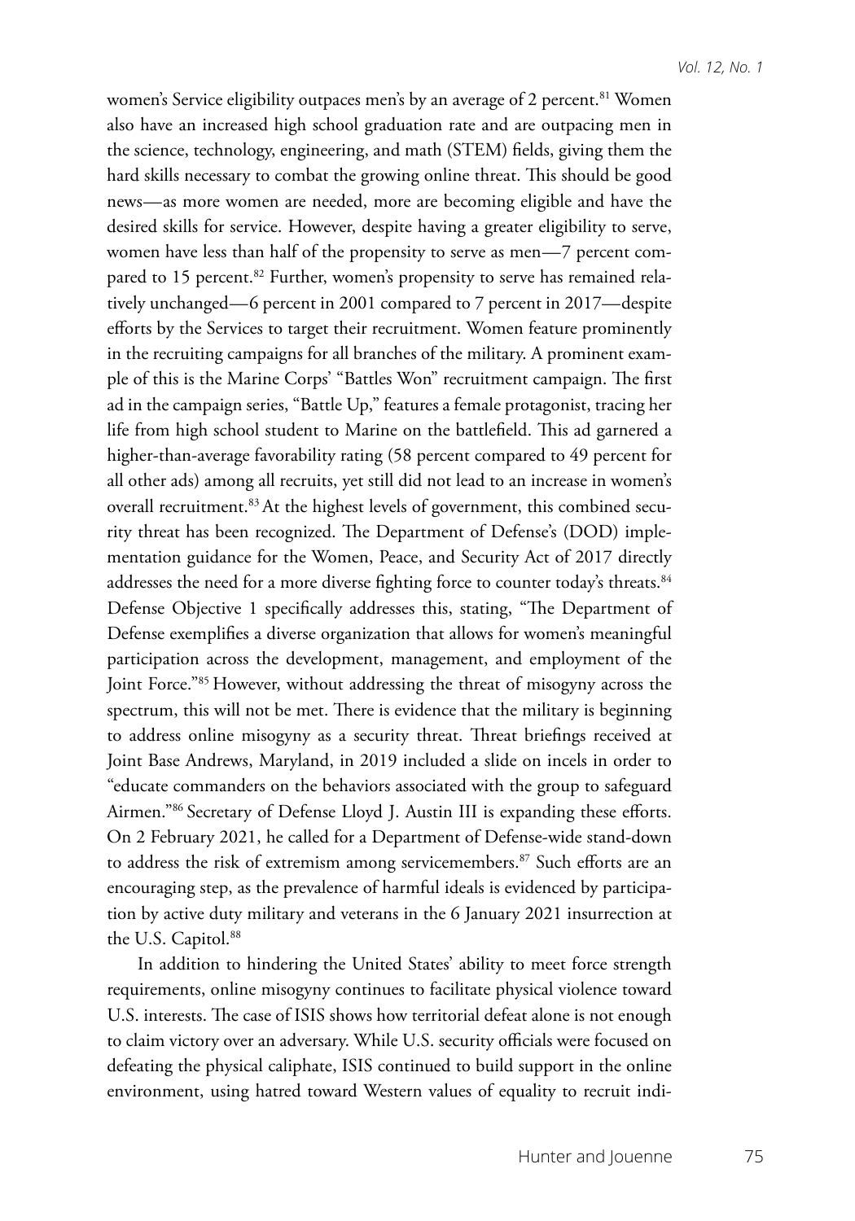women's Service eligibility outpaces men's by an average of 2 percent.[81] Women also have an increased high school graduation rate and are outpacing men in the science, technology, engineering, and math (STEM) fields, giving them the hard skills necessary to combat the growing online threat. This should be good news—as more women are needed, more are becoming eligible and have the desired skills for service. However, despite having a greater eligibility to serve, women have less than half of the propensity to serve as men—7 percent compared to 15 percent.[82] Further, women's propensity to serve has remained relatively unchanged—6 percent in 2001 compared to 7 percent in 2017—despite efforts by the Services to target their recruitment. Women feature prominently in the recruiting campaigns for all branches of the military. A prominent example of this is the Marine Corps' "Battles Won" recruitment campaign. The first ad in the campaign series, "Battle Up," features a female protagonist, tracing her life from high school student to Marine on the battlefield. This ad garnered a higher-than-average favorability rating (58 percent compared to 49 percent for all other ads) among all recruits, yet still did not lead to an increase in women's overall recruitment.[83] At the highest levels of government, this combined security threat has been recognized. The Department of Defense's (DOD) implementation guidance for the Women, Peace, and Security Act of 2017 directly addresses the need for a more diverse fighting force to counter today's threats.[84] Defense Objective 1 specifically addresses this, stating, "The Department of Defense exemplifies a diverse organization that allows for women's meaningful participation across the development, management, and employment of the Joint Force."[85] However, without addressing the threat of misogyny across the spectrum, this will not be met. There is evidence that the military is beginning to address online misogyny as a security threat. Threat briefings received at Joint Base Andrews, Maryland, in 2019 included a slide on incels in order to "educate commanders on the behaviors associated with the group to safeguard Airmen."[86] Secretary of Defense Lloyd J. Austin III is expanding these efforts. On 2 February 2021, he called for a Department of Defense-wide stand-down to address the risk of extremism among servicemembers.[87] Such efforts are an encouraging step, as the prevalence of harmful ideals is evidenced by participation by active duty military and veterans in the 6 January 2021 insurrection at the U.S. Capitol.[88]

In addition to hindering the United States' ability to meet force strength requirements, online misogyny continues to facilitate physical violence toward U.S. interests. The case of ISIS shows how territorial defeat alone is not enough to claim victory over an adversary. While U.S. security officials were focused on defeating the physical caliphate, ISIS continued to build support in the online environment, using hatred toward Western values of equality to recruit indi-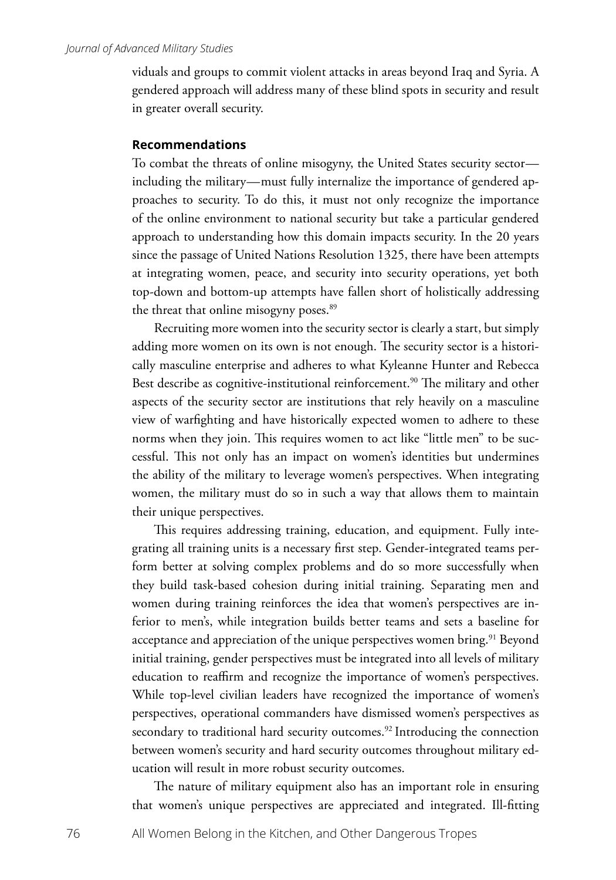viduals and groups to commit violent attacks in areas beyond Iraq and Syria. A gendered approach will address many of these blind spots in security and result in greater overall security.

### Recommendations

To combat the threats of online misogyny, the United States security sector—including the military—must fully internalize the importance of gendered approaches to security. To do this, it must not only recognize the importance of the online environment to national security but take a particular gendered approach to understanding how this domain impacts security. In the 20 years since the passage of United Nations Resolution 1325, there have been attempts at integrating women, peace, and security into security operations, yet both top-down and bottom-up attempts have fallen short of holistically addressing the threat that online misogyny poses.[89]

Recruiting more women into the security sector is clearly a start, but simply adding more women on its own is not enough. The security sector is a historically masculine enterprise and adheres to what Kyleanne Hunter and Rebecca Best describe as cognitive-institutional reinforcement.[90] The military and other aspects of the security sector are institutions that rely heavily on a masculine view of warfighting and have historically expected women to adhere to these norms when they join. This requires women to act like "little men" to be successful. This not only has an impact on women's identities but undermines the ability of the military to leverage women's perspectives. When integrating women, the military must do so in such a way that allows them to maintain their unique perspectives.

This requires addressing training, education, and equipment. Fully integrating all training units is a necessary first step. Gender-integrated teams perform better at solving complex problems and do so more successfully when they build task-based cohesion during initial training. Separating men and women during training reinforces the idea that women's perspectives are inferior to men's, while integration builds better teams and sets a baseline for acceptance and appreciation of the unique perspectives women bring.[91] Beyond initial training, gender perspectives must be integrated into all levels of military education to reaffirm and recognize the importance of women's perspectives. While top-level civilian leaders have recognized the importance of women's perspectives, operational commanders have dismissed women's perspectives as secondary to traditional hard security outcomes.[92] Introducing the connection between women's security and hard security outcomes throughout military education will result in more robust security outcomes.

The nature of military equipment also has an important role in ensuring that women's unique perspectives are appreciated and integrated. Ill-fitting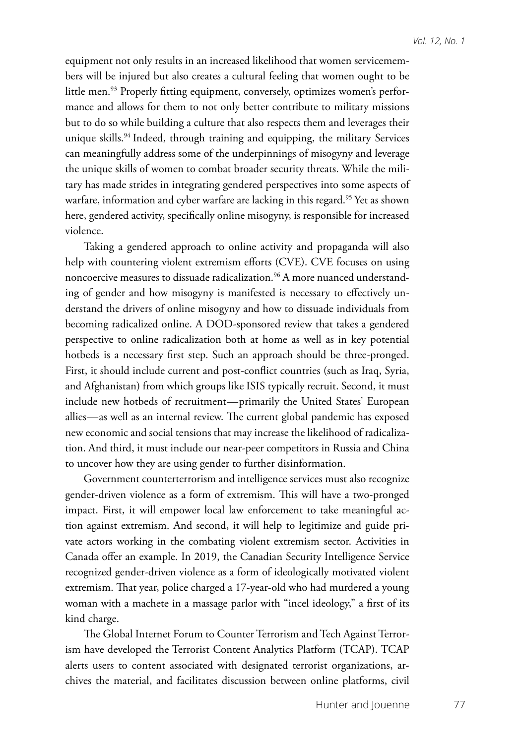equipment not only results in an increased likelihood that women servicemembers will be injured but also creates a cultural feeling that women ought to be little men.[93] Properly fitting equipment, conversely, optimizes women's performance and allows for them to not only better contribute to military missions but to do so while building a culture that also respects them and leverages their unique skills.[94] Indeed, through training and equipping, the military Services can meaningfully address some of the underpinnings of misogyny and leverage the unique skills of women to combat broader security threats. While the military has made strides in integrating gendered perspectives into some aspects of warfare, information and cyber warfare are lacking in this regard.[95] Yet as shown here, gendered activity, specifically online misogyny, is responsible for increased violence.

Taking a gendered approach to online activity and propaganda will also help with countering violent extremism efforts (CVE). CVE focuses on using noncoercive measures to dissuade radicalization.[96] A more nuanced understanding of gender and how misogyny is manifested is necessary to effectively understand the drivers of online misogyny and how to dissuade individuals from becoming radicalized online. A DOD-sponsored review that takes a gendered perspective to online radicalization both at home as well as in key potential hotbeds is a necessary first step. Such an approach should be three-pronged. First, it should include current and post-conflict countries (such as Iraq, Syria, and Afghanistan) from which groups like ISIS typically recruit. Second, it must include new hotbeds of recruitment—primarily the United States' European allies—as well as an internal review. The current global pandemic has exposed new economic and social tensions that may increase the likelihood of radicalization. And third, it must include our near-peer competitors in Russia and China to uncover how they are using gender to further disinformation.

Government counterterrorism and intelligence services must also recognize gender-driven violence as a form of extremism. This will have a two-pronged impact. First, it will empower local law enforcement to take meaningful action against extremism. And second, it will help to legitimize and guide private actors working in the combating violent extremism sector. Activities in Canada offer an example. In 2019, the Canadian Security Intelligence Service recognized gender-driven violence as a form of ideologically motivated violent extremism. That year, police charged a 17-year-old who had murdered a young woman with a machete in a massage parlor with "incel ideology," a first of its kind charge.

The Global Internet Forum to Counter Terrorism and Tech Against Terrorism have developed the Terrorist Content Analytics Platform (TCAP). TCAP alerts users to content associated with designated terrorist organizations, archives the material, and facilitates discussion between online platforms, civil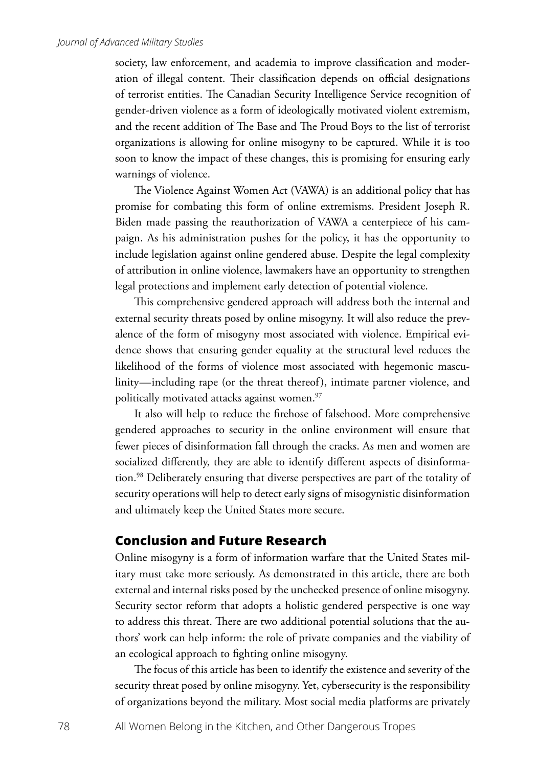society, law enforcement, and academia to improve classification and moderation of illegal content. Their classification depends on official designations of terrorist entities. The Canadian Security Intelligence Service recognition of gender-driven violence as a form of ideologically motivated violent extremism, and the recent addition of The Base and The Proud Boys to the list of terrorist organizations is allowing for online misogyny to be captured. While it is too soon to know the impact of these changes, this is promising for ensuring early warnings of violence.

The Violence Against Women Act (VAWA) is an additional policy that has promise for combating this form of online extremisms. President Joseph R. Biden made passing the reauthorization of VAWA a centerpiece of his campaign. As his administration pushes for the policy, it has the opportunity to include legislation against online gendered abuse. Despite the legal complexity of attribution in online violence, lawmakers have an opportunity to strengthen legal protections and implement early detection of potential violence.

This comprehensive gendered approach will address both the internal and external security threats posed by online misogyny. It will also reduce the prevalence of the form of misogyny most associated with violence. Empirical evidence shows that ensuring gender equality at the structural level reduces the likelihood of the forms of violence most associated with hegemonic masculinity—including rape (or the threat thereof), intimate partner violence, and politically motivated attacks against women.[97]

It also will help to reduce the firehose of falsehood. More comprehensive gendered approaches to security in the online environment will ensure that fewer pieces of disinformation fall through the cracks. As men and women are socialized differently, they are able to identify different aspects of disinformation.[98] Deliberately ensuring that diverse perspectives are part of the totality of security operations will help to detect early signs of misogynistic disinformation and ultimately keep the United States more secure.

## Conclusion and Future Research

Online misogyny is a form of information warfare that the United States military must take more seriously. As demonstrated in this article, there are both external and internal risks posed by the unchecked presence of online misogyny. Security sector reform that adopts a holistic gendered perspective is one way to address this threat. There are two additional potential solutions that the authors' work can help inform: the role of private companies and the viability of an ecological approach to fighting online misogyny.

The focus of this article has been to identify the existence and severity of the security threat posed by online misogyny. Yet, cybersecurity is the responsibility of organizations beyond the military. Most social media platforms are privately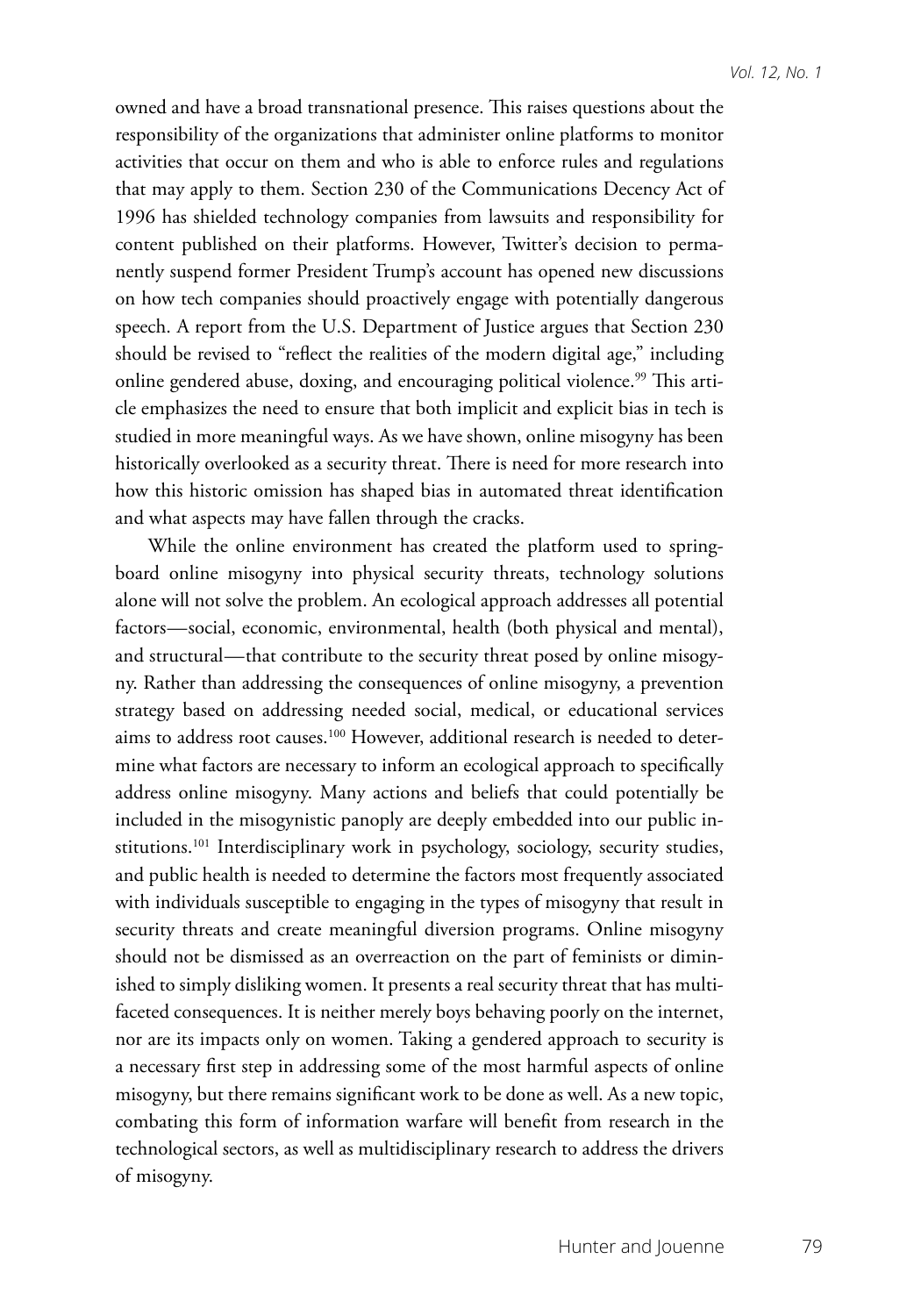owned and have a broad transnational presence. This raises questions about the responsibility of the organizations that administer online platforms to monitor activities that occur on them and who is able to enforce rules and regulations that may apply to them. Section 230 of the Communications Decency Act of 1996 has shielded technology companies from lawsuits and responsibility for content published on their platforms. However, Twitter's decision to permanently suspend former President Trump's account has opened new discussions on how tech companies should proactively engage with potentially dangerous speech. A report from the U.S. Department of Justice argues that Section 230 should be revised to "reflect the realities of the modern digital age," including online gendered abuse, doxing, and encouraging political violence.[99] This article emphasizes the need to ensure that both implicit and explicit bias in tech is studied in more meaningful ways. As we have shown, online misogyny has been historically overlooked as a security threat. There is need for more research into how this historic omission has shaped bias in automated threat identification and what aspects may have fallen through the cracks.

While the online environment has created the platform used to springboard online misogyny into physical security threats, technology solutions alone will not solve the problem. An ecological approach addresses all potential factors—social, economic, environmental, health (both physical and mental), and structural—that contribute to the security threat posed by online misogyny. Rather than addressing the consequences of online misogyny, a prevention strategy based on addressing needed social, medical, or educational services aims to address root causes.[100] However, additional research is needed to determine what factors are necessary to inform an ecological approach to specifically address online misogyny. Many actions and beliefs that could potentially be included in the misogynistic panoply are deeply embedded into our public institutions.[101] Interdisciplinary work in psychology, sociology, security studies, and public health is needed to determine the factors most frequently associated with individuals susceptible to engaging in the types of misogyny that result in security threats and create meaningful diversion programs. Online misogyny should not be dismissed as an overreaction on the part of feminists or diminished to simply disliking women. It presents a real security threat that has multifaceted consequences. It is neither merely boys behaving poorly on the internet, nor are its impacts only on women. Taking a gendered approach to security is a necessary first step in addressing some of the most harmful aspects of online misogyny, but there remains significant work to be done as well. As a new topic, combating this form of information warfare will benefit from research in the technological sectors, as well as multidisciplinary research to address the drivers of misogyny.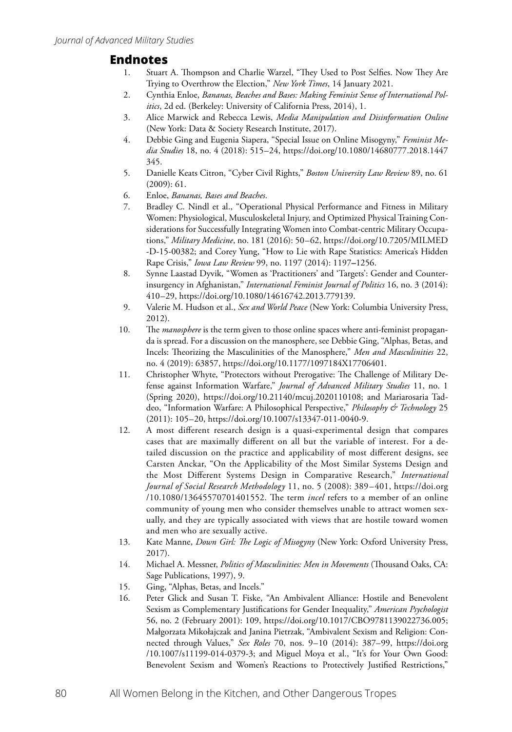## Endnotes

1. Stuart A. Thompson and Charlie Warzel, "They Used to Post Selfies. Now They Are Trying to Overthrow the Election," *New York Times*, 14 January 2021.
2. Cynthia Enloe, *Bananas, Beaches and Bases: Making Feminist Sense of International Politics*, 2d ed. (Berkeley: University of California Press, 2014), 1.
3. Alice Marwick and Rebecca Lewis, *Media Manipulation and Disinformation Online* (New York: Data & Society Research Institute, 2017).
4. Debbie Ging and Eugenia Siapera, "Special Issue on Online Misogyny," *Feminist Media Studies* 18, no. 4 (2018): 515–24, https://doi.org/10.1080/14680777.2018.1447345.
5. Danielle Keats Citron, "Cyber Civil Rights," *Boston University Law Review* 89, no. 61 (2009): 61.
6. Enloe, *Bananas, Bases and Beaches*.
7. Bradley C. Nindl et al., "Operational Physical Performance and Fitness in Military Women: Physiological, Musculoskeletal Injury, and Optimized Physical Training Considerations for Successfully Integrating Women into Combat-centric Military Occupations," *Military Medicine*, no. 181 (2016): 50–62, https://doi.org/10.7205/MILMED-D-15-00382; and Corey Yung, "How to Lie with Rape Statistics: America's Hidden Rape Crisis," *Iowa Law Review* 99, no. 1197 (2014): 1197–1256.
8. Synne Laastad Dyvik, "Women as 'Practitioners' and 'Targets': Gender and Counterinsurgency in Afghanistan," *International Feminist Journal of Politics* 16, no. 3 (2014): 410–29, https://doi.org/10.1080/14616742.2013.779139.
9. Valerie M. Hudson et al., *Sex and World Peace* (New York: Columbia University Press, 2012).
10. The *manosphere* is the term given to those online spaces where anti-feminist propaganda is spread. For a discussion on the manosphere, see Debbie Ging, "Alphas, Betas, and Incels: Theorizing the Masculinities of the Manosphere," *Men and Masculinities* 22, no. 4 (2019): 63857, https://doi.org/10.1177/1097184X17706401.
11. Christopher Whyte, "Protectors without Prerogative: The Challenge of Military Defense against Information Warfare," *Journal of Advanced Military Studies* 11, no. 1 (Spring 2020), https://doi.org/10.21140/mcuj.2020110108; and Mariarosaria Taddeo, "Information Warfare: A Philosophical Perspective," *Philosophy & Technology* 25 (2011): 105–20, https://doi.org/10.1007/s13347-011-0040-9.
12. A most different research design is a quasi-experimental design that compares cases that are maximally different on all but the variable of interest. For a detailed discussion on the practice and applicability of most different designs, see Carsten Anckar, "On the Applicability of the Most Similar Systems Design and the Most Different Systems Design in Comparative Research," *International Journal of Social Research Methodology* 11, no. 5 (2008): 389–401, https://doi.org/10.1080/13645570701401552. The term *incel* refers to a member of an online community of young men who consider themselves unable to attract women sexually, and they are typically associated with views that are hostile toward women and men who are sexually active.
13. Kate Manne, *Down Girl: The Logic of Misogyny* (New York: Oxford University Press, 2017).
14. Michael A. Messner, *Politics of Masculinities: Men in Movements* (Thousand Oaks, CA: Sage Publications, 1997), 9.
15. Ging, "Alphas, Betas, and Incels."
16. Peter Glick and Susan T. Fiske, "An Ambivalent Alliance: Hostile and Benevolent Sexism as Complementary Justifications for Gender Inequality," *American Psychologist* 56, no. 2 (February 2001): 109, https://doi.org/10.1017/CBO9781139022736.005; Małgorzata Mikołajczak and Janina Pietrzak, "Ambivalent Sexism and Religion: Connected through Values," *Sex Roles* 70, nos. 9–10 (2014): 387–99, https://doi.org/10.1007/s11199-014-0379-3; and Miguel Moya et al., "It's for Your Own Good: Benevolent Sexism and Women's Reactions to Protectively Justified Restrictions,"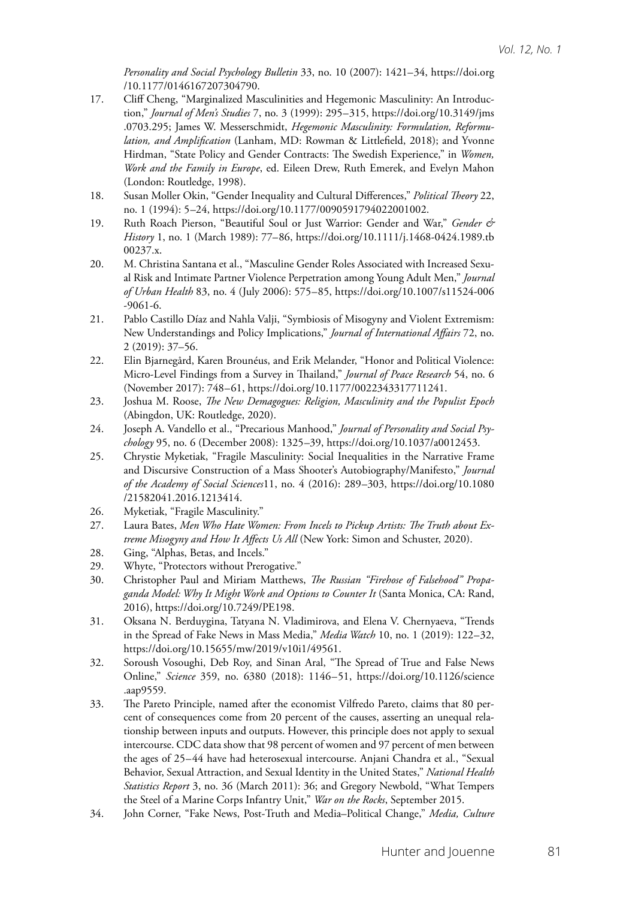*Personality and Social Psychology Bulletin* 33, no. 10 (2007): 1421–34, https://doi.org/10.1177/0146167207304790.

17. Cliff Cheng, "Marginalized Masculinities and Hegemonic Masculinity: An Introduction," *Journal of Men's Studies* 7, no. 3 (1999): 295–315, https://doi.org/10.3149/jms.0703.295; James W. Messerschmidt, *Hegemonic Masculinity: Formulation, Reformulation, and Amplification* (Lanham, MD: Rowman & Littlefield, 2018); and Yvonne Hirdman, "State Policy and Gender Contracts: The Swedish Experience," in *Women, Work and the Family in Europe*, ed. Eileen Drew, Ruth Emerek, and Evelyn Mahon (London: Routledge, 1998).
18. Susan Moller Okin, "Gender Inequality and Cultural Differences," *Political Theory* 22, no. 1 (1994): 5–24, https://doi.org/10.1177/0090591794022001002.
19. Ruth Roach Pierson, "Beautiful Soul or Just Warrior: Gender and War," *Gender & History* 1, no. 1 (March 1989): 77–86, https://doi.org/10.1111/j.1468-0424.1989.tb00237.x.
20. M. Christina Santana et al., "Masculine Gender Roles Associated with Increased Sexual Risk and Intimate Partner Violence Perpetration among Young Adult Men," *Journal of Urban Health* 83, no. 4 (July 2006): 575–85, https://doi.org/10.1007/s11524-006-9061-6.
21. Pablo Castillo Díaz and Nahla Valji, "Symbiosis of Misogyny and Violent Extremism: New Understandings and Policy Implications," *Journal of International Affairs* 72, no. 2 (2019): 37–56.
22. Elin Bjarnegård, Karen Brounéus, and Erik Melander, "Honor and Political Violence: Micro-Level Findings from a Survey in Thailand," *Journal of Peace Research* 54, no. 6 (November 2017): 748–61, https://doi.org/10.1177/0022343317711241.
23. Joshua M. Roose, *The New Demagogues: Religion, Masculinity and the Populist Epoch* (Abingdon, UK: Routledge, 2020).
24. Joseph A. Vandello et al., "Precarious Manhood," *Journal of Personality and Social Psychology* 95, no. 6 (December 2008): 1325–39, https://doi.org/10.1037/a0012453.
25. Chrystie Myketiak, "Fragile Masculinity: Social Inequalities in the Narrative Frame and Discursive Construction of a Mass Shooter's Autobiography/Manifesto," *Journal of the Academy of Social Sciences*11, no. 4 (2016): 289–303, https://doi.org/10.1080/21582041.2016.1213414.
26. Myketiak, "Fragile Masculinity."
27. Laura Bates, *Men Who Hate Women: From Incels to Pickup Artists: The Truth about Extreme Misogyny and How It Affects Us All* (New York: Simon and Schuster, 2020).
28. Ging, "Alphas, Betas, and Incels."
29. Whyte, "Protectors without Prerogative."
30. Christopher Paul and Miriam Matthews, *The Russian "Firehose of Falsehood" Propaganda Model: Why It Might Work and Options to Counter It* (Santa Monica, CA: Rand, 2016), https://doi.org/10.7249/PE198.
31. Oksana N. Berduygina, Tatyana N. Vladimirova, and Elena V. Chernyaeva, "Trends in the Spread of Fake News in Mass Media," *Media Watch* 10, no. 1 (2019): 122–32, https://doi.org/10.15655/mw/2019/v10i1/49561.
32. Soroush Vosoughi, Deb Roy, and Sinan Aral, "The Spread of True and False News Online," *Science* 359, no. 6380 (2018): 1146–51, https://doi.org/10.1126/science.aap9559.
33. The Pareto Principle, named after the economist Vilfredo Pareto, claims that 80 percent of consequences come from 20 percent of the causes, asserting an unequal relationship between inputs and outputs. However, this principle does not apply to sexual intercourse. CDC data show that 98 percent of women and 97 percent of men between the ages of 25–44 have had heterosexual intercourse. Anjani Chandra et al., "Sexual Behavior, Sexual Attraction, and Sexual Identity in the United States," *National Health Statistics Report* 3, no. 36 (March 2011): 36; and Gregory Newbold, "What Tempers the Steel of a Marine Corps Infantry Unit," *War on the Rocks*, September 2015.
34. John Corner, "Fake News, Post-Truth and Media–Political Change," *Media, Culture*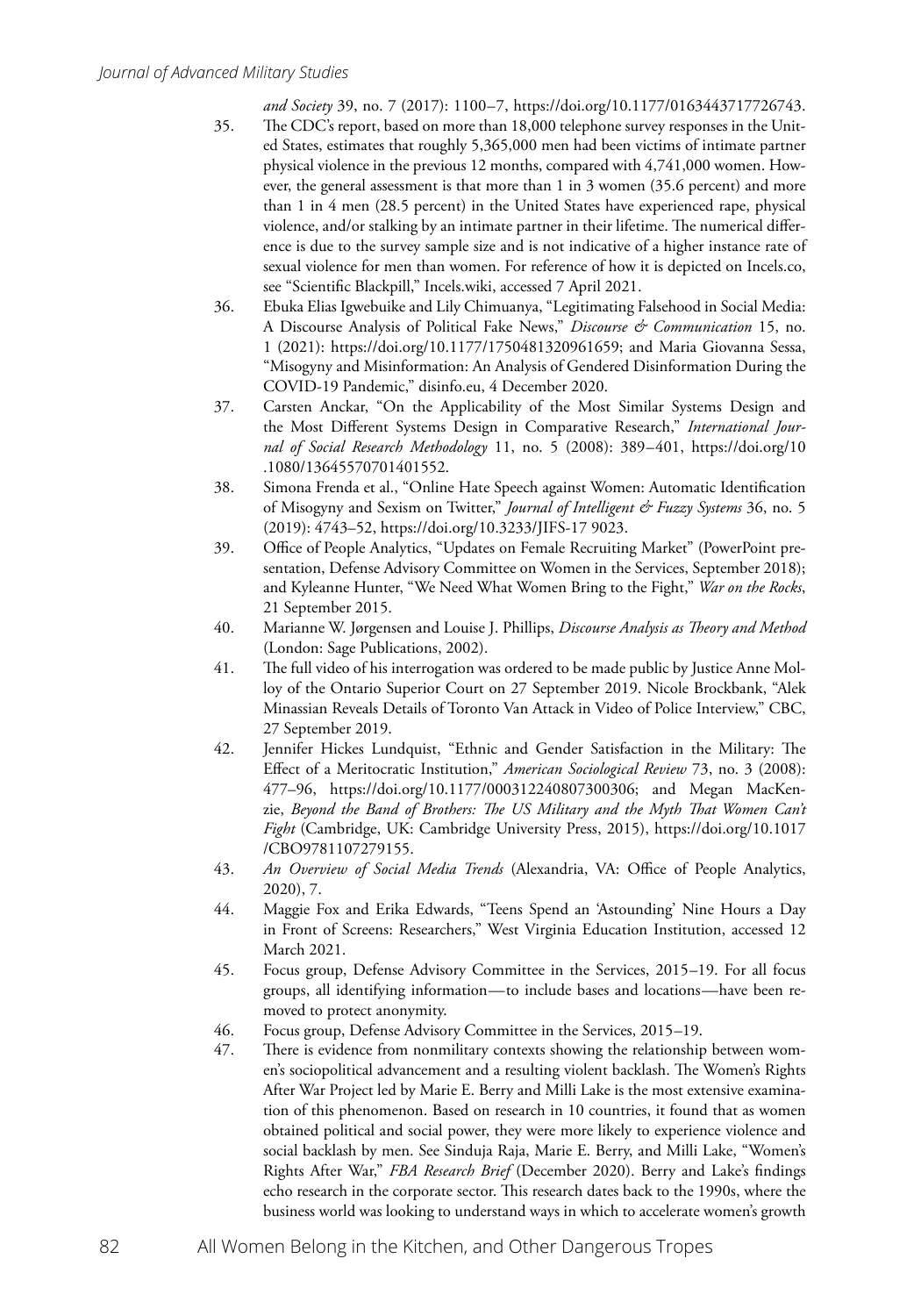*and Society* 39, no. 7 (2017): 1100–7, https://doi.org/10.1177/0163443717726743.

35. The CDC's report, based on more than 18,000 telephone survey responses in the United States, estimates that roughly 5,365,000 men had been victims of intimate partner physical violence in the previous 12 months, compared with 4,741,000 women. However, the general assessment is that more than 1 in 3 women (35.6 percent) and more than 1 in 4 men (28.5 percent) in the United States have experienced rape, physical violence, and/or stalking by an intimate partner in their lifetime. The numerical difference is due to the survey sample size and is not indicative of a higher instance rate of sexual violence for men than women. For reference of how it is depicted on Incels.co, see "Scientific Blackpill," Incels.wiki, accessed 7 April 2021.
36. Ebuka Elias Igwebuike and Lily Chimuanya, "Legitimating Falsehood in Social Media: A Discourse Analysis of Political Fake News," *Discourse & Communication* 15, no. 1 (2021): https://doi.org/10.1177/1750481320961659; and Maria Giovanna Sessa, "Misogyny and Misinformation: An Analysis of Gendered Disinformation During the COVID-19 Pandemic," disinfo.eu, 4 December 2020.
37. Carsten Anckar, "On the Applicability of the Most Similar Systems Design and the Most Different Systems Design in Comparative Research," *International Journal of Social Research Methodology* 11, no. 5 (2008): 389–401, https://doi.org/10.1080/13645570701401552.
38. Simona Frenda et al., "Online Hate Speech against Women: Automatic Identification of Misogyny and Sexism on Twitter," *Journal of Intelligent & Fuzzy Systems* 36, no. 5 (2019): 4743–52, https://doi.org/10.3233/JIFS-17 9023.
39. Office of People Analytics, "Updates on Female Recruiting Market" (PowerPoint presentation, Defense Advisory Committee on Women in the Services, September 2018); and Kyleanne Hunter, "We Need What Women Bring to the Fight," *War on the Rocks*, 21 September 2015.
40. Marianne W. Jørgensen and Louise J. Phillips, *Discourse Analysis as Theory and Method* (London: Sage Publications, 2002).
41. The full video of his interrogation was ordered to be made public by Justice Anne Molloy of the Ontario Superior Court on 27 September 2019. Nicole Brockbank, "Alek Minassian Reveals Details of Toronto Van Attack in Video of Police Interview," CBC, 27 September 2019.
42. Jennifer Hickes Lundquist, "Ethnic and Gender Satisfaction in the Military: The Effect of a Meritocratic Institution," *American Sociological Review* 73, no. 3 (2008): 477–96, https://doi.org/10.1177/000312240807300306; and Megan MacKenzie, *Beyond the Band of Brothers: The US Military and the Myth That Women Can't Fight* (Cambridge, UK: Cambridge University Press, 2015), https://doi.org/10.1017/CBO9781107279155.
43. *An Overview of Social Media Trends* (Alexandria, VA: Office of People Analytics, 2020), 7.
44. Maggie Fox and Erika Edwards, "Teens Spend an 'Astounding' Nine Hours a Day in Front of Screens: Researchers," West Virginia Education Institution, accessed 12 March 2021.
45. Focus group, Defense Advisory Committee in the Services, 2015–19. For all focus groups, all identifying information—to include bases and locations—have been removed to protect anonymity.
46. Focus group, Defense Advisory Committee in the Services, 2015–19.
47. There is evidence from nonmilitary contexts showing the relationship between women's sociopolitical advancement and a resulting violent backlash. The Women's Rights After War Project led by Marie E. Berry and Milli Lake is the most extensive examination of this phenomenon. Based on research in 10 countries, it found that as women obtained political and social power, they were more likely to experience violence and social backlash by men. See Sinduja Raja, Marie E. Berry, and Milli Lake, "Women's Rights After War," *FBA Research Brief* (December 2020). Berry and Lake's findings echo research in the corporate sector. This research dates back to the 1990s, where the business world was looking to understand ways in which to accelerate women's growth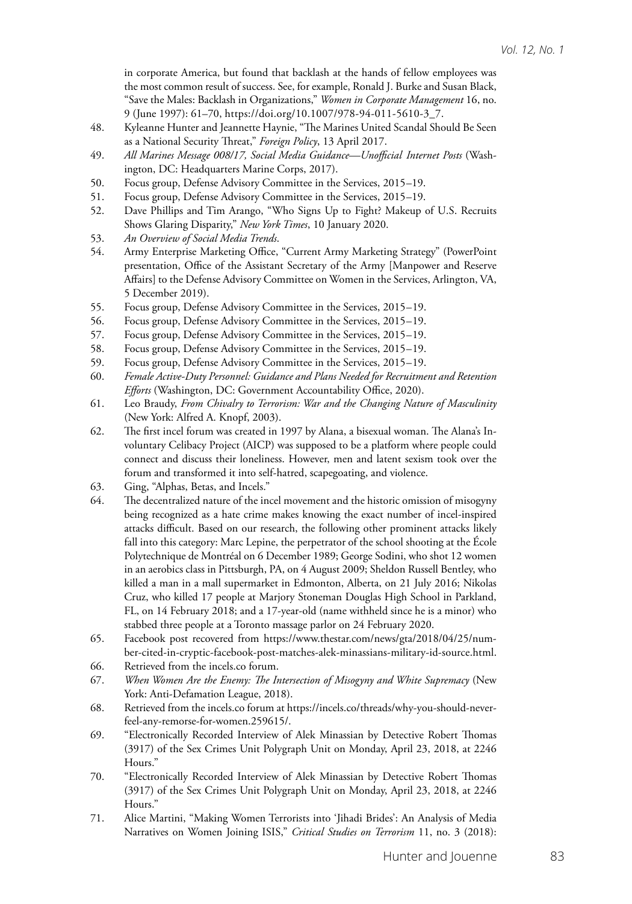in corporate America, but found that backlash at the hands of fellow employees was the most common result of success. See, for example, Ronald J. Burke and Susan Black, "Save the Males: Backlash in Organizations," *Women in Corporate Management* 16, no. 9 (June 1997): 61–70, https://doi.org/10.1007/978-94-011-5610-3_7.

48. Kyleanne Hunter and Jeannette Haynie, "The Marines United Scandal Should Be Seen as a National Security Threat," *Foreign Policy*, 13 April 2017.
49. *All Marines Message 008/17, Social Media Guidance—Unofficial Internet Posts* (Washington, DC: Headquarters Marine Corps, 2017).
50. Focus group, Defense Advisory Committee in the Services, 2015–19.
51. Focus group, Defense Advisory Committee in the Services, 2015–19.
52. Dave Phillips and Tim Arango, "Who Signs Up to Fight? Makeup of U.S. Recruits Shows Glaring Disparity," *New York Times*, 10 January 2020.
53. *An Overview of Social Media Trends*.
54. Army Enterprise Marketing Office, "Current Army Marketing Strategy" (PowerPoint presentation, Office of the Assistant Secretary of the Army [Manpower and Reserve Affairs] to the Defense Advisory Committee on Women in the Services, Arlington, VA, 5 December 2019).
55. Focus group, Defense Advisory Committee in the Services, 2015–19.
56. Focus group, Defense Advisory Committee in the Services, 2015–19.
57. Focus group, Defense Advisory Committee in the Services, 2015–19.
58. Focus group, Defense Advisory Committee in the Services, 2015–19.
59. Focus group, Defense Advisory Committee in the Services, 2015–19.
60. *Female Active-Duty Personnel: Guidance and Plans Needed for Recruitment and Retention Efforts* (Washington, DC: Government Accountability Office, 2020).
61. Leo Braudy, *From Chivalry to Terrorism: War and the Changing Nature of Masculinity* (New York: Alfred A. Knopf, 2003).
62. The first incel forum was created in 1997 by Alana, a bisexual woman. The Alana's Involuntary Celibacy Project (AICP) was supposed to be a platform where people could connect and discuss their loneliness. However, men and latent sexism took over the forum and transformed it into self-hatred, scapegoating, and violence.
63. Ging, "Alphas, Betas, and Incels."
64. The decentralized nature of the incel movement and the historic omission of misogyny being recognized as a hate crime makes knowing the exact number of incel-inspired attacks difficult. Based on our research, the following other prominent attacks likely fall into this category: Marc Lepine, the perpetrator of the school shooting at the École Polytechnique de Montréal on 6 December 1989; George Sodini, who shot 12 women in an aerobics class in Pittsburgh, PA, on 4 August 2009; Sheldon Russell Bentley, who killed a man in a mall supermarket in Edmonton, Alberta, on 21 July 2016; Nikolas Cruz, who killed 17 people at Marjory Stoneman Douglas High School in Parkland, FL, on 14 February 2018; and a 17-year-old (name withheld since he is a minor) who stabbed three people at a Toronto massage parlor on 24 February 2020.
65. Facebook post recovered from https://www.thestar.com/news/gta/2018/04/25/number-cited-in-cryptic-facebook-post-matches-alek-minassians-military-id-source.html.
66. Retrieved from the incels.co forum.
67. *When Women Are the Enemy: The Intersection of Misogyny and White Supremacy* (New York: Anti-Defamation League, 2018).
68. Retrieved from the incels.co forum at https://incels.co/threads/why-you-should-never-feel-any-remorse-for-women.259615/.
69. "Electronically Recorded Interview of Alek Minassian by Detective Robert Thomas (3917) of the Sex Crimes Unit Polygraph Unit on Monday, April 23, 2018, at 2246 Hours."
70. "Electronically Recorded Interview of Alek Minassian by Detective Robert Thomas (3917) of the Sex Crimes Unit Polygraph Unit on Monday, April 23, 2018, at 2246 Hours."
71. Alice Martini, "Making Women Terrorists into 'Jihadi Brides': An Analysis of Media Narratives on Women Joining ISIS," *Critical Studies on Terrorism* 11, no. 3 (2018):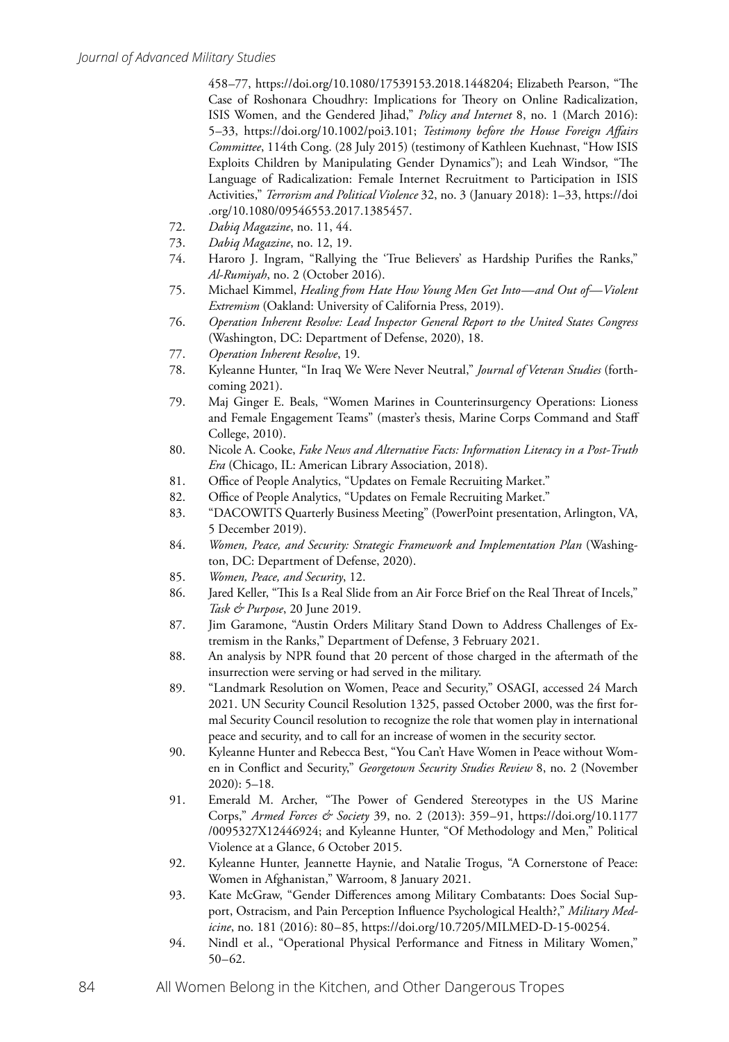458–77, https://doi.org/10.1080/17539153.2018.1448204; Elizabeth Pearson, "The Case of Roshonara Choudhry: Implications for Theory on Online Radicalization, ISIS Women, and the Gendered Jihad," *Policy and Internet* 8, no. 1 (March 2016): 5–33, https://doi.org/10.1002/poi3.101; *Testimony before the House Foreign Affairs Committee*, 114th Cong. (28 July 2015) (testimony of Kathleen Kuehnast, "How ISIS Exploits Children by Manipulating Gender Dynamics"); and Leah Windsor, "The Language of Radicalization: Female Internet Recruitment to Participation in ISIS Activities," *Terrorism and Political Violence* 32, no. 3 (January 2018): 1–33, https://doi.org/10.1080/09546553.2017.1385457.

72. *Dabiq Magazine*, no. 11, 44.
73. *Dabiq Magazine*, no. 12, 19.
74. Haroro J. Ingram, "Rallying the 'True Believers' as Hardship Purifies the Ranks," *Al-Rumiyah*, no. 2 (October 2016).
75. Michael Kimmel, *Healing from Hate How Young Men Get Into—and Out of—Violent Extremism* (Oakland: University of California Press, 2019).
76. *Operation Inherent Resolve: Lead Inspector General Report to the United States Congress* (Washington, DC: Department of Defense, 2020), 18.
77. *Operation Inherent Resolve*, 19.
78. Kyleanne Hunter, "In Iraq We Were Never Neutral," *Journal of Veteran Studies* (forthcoming 2021).
79. Maj Ginger E. Beals, "Women Marines in Counterinsurgency Operations: Lioness and Female Engagement Teams" (master's thesis, Marine Corps Command and Staff College, 2010).
80. Nicole A. Cooke, *Fake News and Alternative Facts: Information Literacy in a Post-Truth Era* (Chicago, IL: American Library Association, 2018).
81. Office of People Analytics, "Updates on Female Recruiting Market."
82. Office of People Analytics, "Updates on Female Recruiting Market."
83. "DACOWITS Quarterly Business Meeting" (PowerPoint presentation, Arlington, VA, 5 December 2019).
84. *Women, Peace, and Security: Strategic Framework and Implementation Plan* (Washington, DC: Department of Defense, 2020).
85. *Women, Peace, and Security*, 12.
86. Jared Keller, "This Is a Real Slide from an Air Force Brief on the Real Threat of Incels," *Task & Purpose*, 20 June 2019.
87. Jim Garamone, "Austin Orders Military Stand Down to Address Challenges of Extremism in the Ranks," Department of Defense, 3 February 2021.
88. An analysis by NPR found that 20 percent of those charged in the aftermath of the insurrection were serving or had served in the military.
89. "Landmark Resolution on Women, Peace and Security," OSAGI, accessed 24 March 2021. UN Security Council Resolution 1325, passed October 2000, was the first formal Security Council resolution to recognize the role that women play in international peace and security, and to call for an increase of women in the security sector.
90. Kyleanne Hunter and Rebecca Best, "You Can't Have Women in Peace without Women in Conflict and Security," *Georgetown Security Studies Review* 8, no. 2 (November 2020): 5–18.
91. Emerald M. Archer, "The Power of Gendered Stereotypes in the US Marine Corps," *Armed Forces & Society* 39, no. 2 (2013): 359–91, https://doi.org/10.1177/0095327X12446924; and Kyleanne Hunter, "Of Methodology and Men," Political Violence at a Glance, 6 October 2015.
92. Kyleanne Hunter, Jeannette Haynie, and Natalie Trogus, "A Cornerstone of Peace: Women in Afghanistan," Warroom, 8 January 2021.
93. Kate McGraw, "Gender Differences among Military Combatants: Does Social Support, Ostracism, and Pain Perception Influence Psychological Health?," *Military Medicine*, no. 181 (2016): 80–85, https://doi.org/10.7205/MILMED-D-15-00254.
94. Nindl et al., "Operational Physical Performance and Fitness in Military Women," 50–62.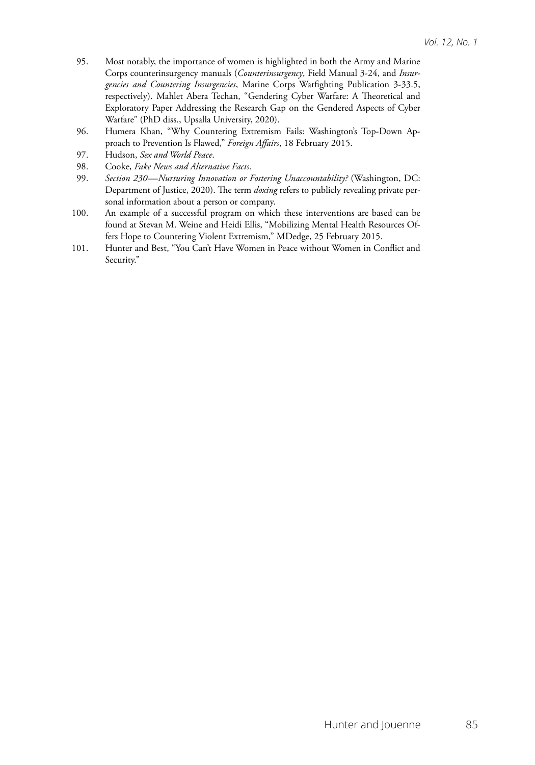95. Most notably, the importance of women is highlighted in both the Army and Marine Corps counterinsurgency manuals (*Counterinsurgency*, Field Manual 3-24, and *Insurgencies and Countering Insurgencies*, Marine Corps Warfighting Publication 3-33.5, respectively). Mahlet Abera Techan, "Gendering Cyber Warfare: A Theoretical and Exploratory Paper Addressing the Research Gap on the Gendered Aspects of Cyber Warfare" (PhD diss., Upsalla University, 2020).
96. Humera Khan, "Why Countering Extremism Fails: Washington's Top-Down Approach to Prevention Is Flawed," *Foreign Affairs*, 18 February 2015.
97. Hudson, *Sex and World Peace*.
98. Cooke, *Fake News and Alternative Facts*.
99. *Section 230—Nurturing Innovation or Fostering Unaccountability?* (Washington, DC: Department of Justice, 2020). The term *doxing* refers to publicly revealing private personal information about a person or company.
100. An example of a successful program on which these interventions are based can be found at Stevan M. Weine and Heidi Ellis, "Mobilizing Mental Health Resources Offers Hope to Countering Violent Extremism," MDedge, 25 February 2015.
101. Hunter and Best, "You Can't Have Women in Peace without Women in Conflict and Security."